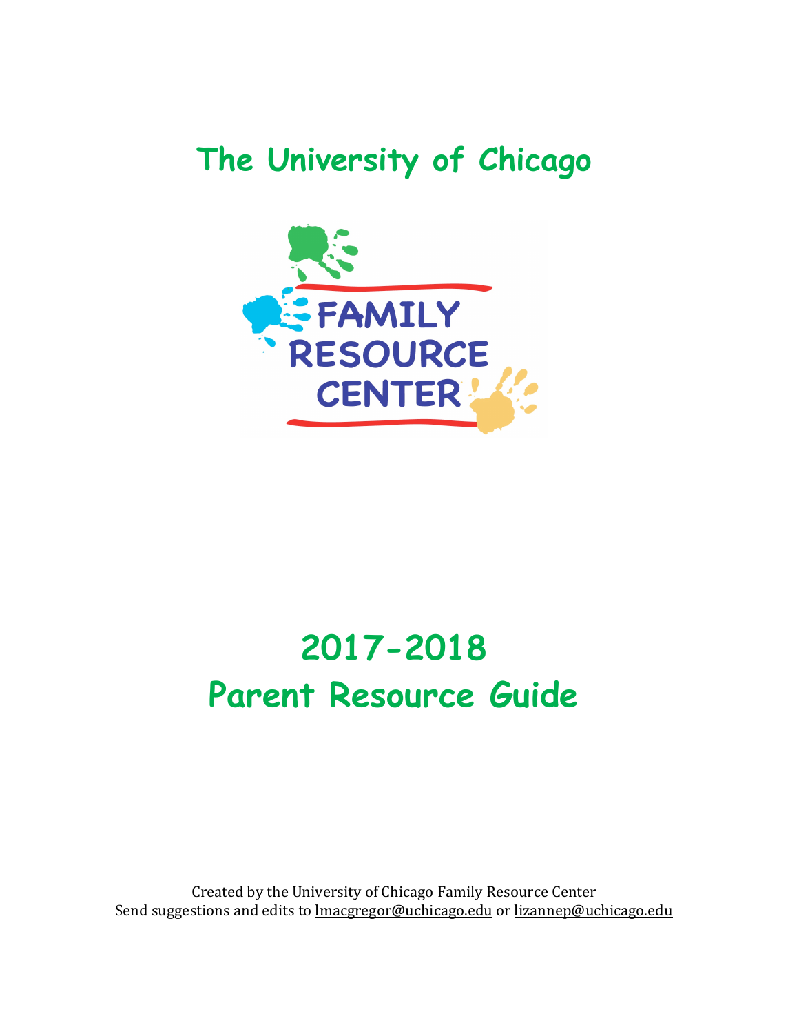# The University of Chicago

FAMILY RESOURCE CENTER

# 2017-2018
# Parent Resource Guide

Created by the University of Chicago Family Resource Center
Send suggestions and edits to lmacgregor@uchicago.edu or lizannep@uchicago.edu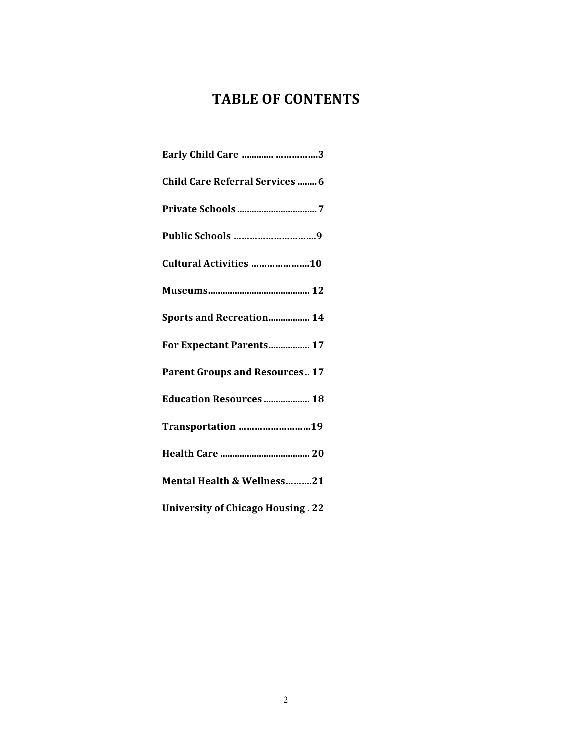# TABLE OF CONTENTS

**Early Child Care ............. ................3**

**Child Care Referral Services ........ 6**

**Private Schools ................................. 7**

**Public Schools ..............................9**

**Cultural Activities .....................10**

**Museums.......................................... 12**

**Sports and Recreation................. 14**

**For Expectant Parents................. 17**

**Parent Groups and Resources .. 17**

**Education Resources ................... 18**

**Transportation ..........................19**

**Health Care ..................................... 20**

**Mental Health & Wellness..........21**

**University of Chicago Housing . 22**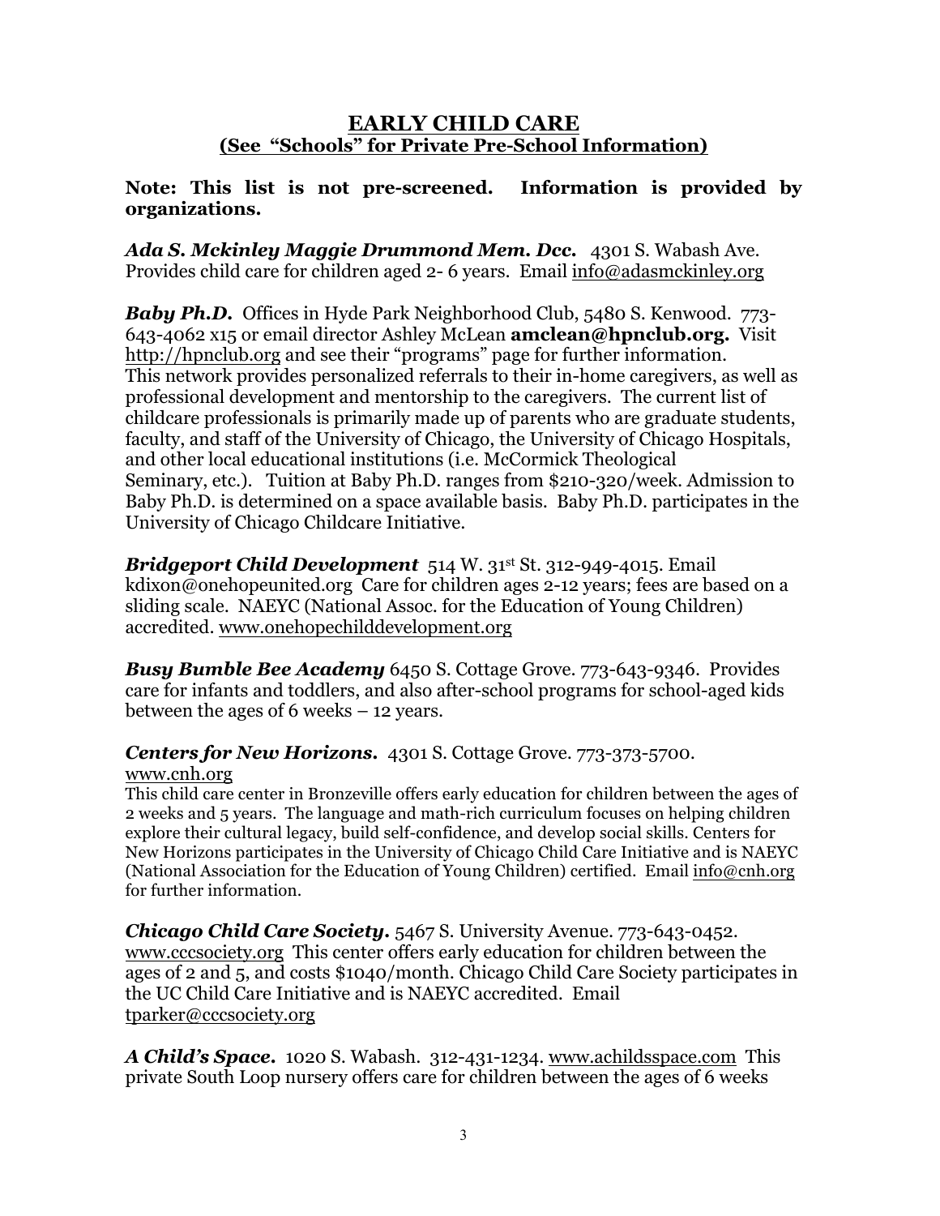## EARLY CHILD CARE
### (See "Schools" for Private Pre-School Information)

**Note: This list is not pre-screened. Information is provided by organizations.**

***Ada S. Mckinley Maggie Drummond Mem. Dcc.*** 4301 S. Wabash Ave. Provides child care for children aged 2- 6 years. Email info@adasmckinley.org

***Baby Ph.D.*** Offices in Hyde Park Neighborhood Club, 5480 S. Kenwood. 773-643-4062 x15 or email director Ashley McLean **amclean@hpnclub.org.** Visit http://hpnclub.org and see their "programs" page for further information. This network provides personalized referrals to their in-home caregivers, as well as professional development and mentorship to the caregivers. The current list of childcare professionals is primarily made up of parents who are graduate students, faculty, and staff of the University of Chicago, the University of Chicago Hospitals, and other local educational institutions (i.e. McCormick Theological Seminary, etc.). Tuition at Baby Ph.D. ranges from $210-320/week. Admission to Baby Ph.D. is determined on a space available basis. Baby Ph.D. participates in the University of Chicago Childcare Initiative.

***Bridgeport Child Development*** 514 W. 31st St. 312-949-4015. Email kdixon@onehopeunited.org Care for children ages 2-12 years; fees are based on a sliding scale. NAEYC (National Assoc. for the Education of Young Children) accredited. www.onehopechilddevelopment.org

***Busy Bumble Bee Academy*** 6450 S. Cottage Grove. 773-643-9346. Provides care for infants and toddlers, and also after-school programs for school-aged kids between the ages of 6 weeks – 12 years.

***Centers for New Horizons.*** 4301 S. Cottage Grove. 773-373-5700. www.cnh.org
This child care center in Bronzeville offers early education for children between the ages of 2 weeks and 5 years. The language and math-rich curriculum focuses on helping children explore their cultural legacy, build self-confidence, and develop social skills. Centers for New Horizons participates in the University of Chicago Child Care Initiative and is NAEYC (National Association for the Education of Young Children) certified. Email info@cnh.org for further information.

***Chicago Child Care Society.*** 5467 S. University Avenue. 773-643-0452. www.cccsociety.org This center offers early education for children between the ages of 2 and 5, and costs $1040/month. Chicago Child Care Society participates in the UC Child Care Initiative and is NAEYC accredited. Email tparker@cccsociety.org

***A Child's Space.*** 1020 S. Wabash. 312-431-1234. www.achildsspace.com This private South Loop nursery offers care for children between the ages of 6 weeks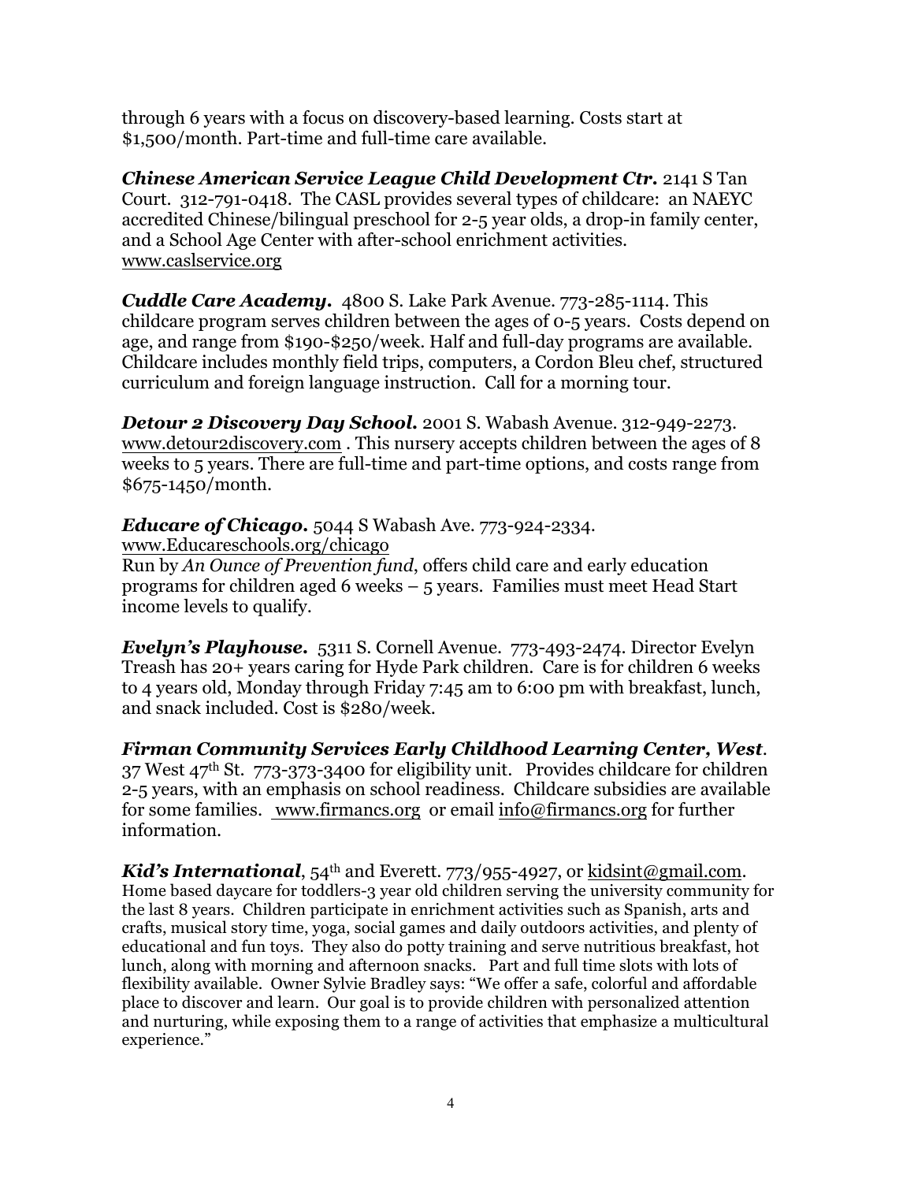through 6 years with a focus on discovery-based learning. Costs start at $1,500/month. Part-time and full-time care available.

***Chinese American Service League Child Development Ctr.*** 2141 S Tan Court. 312-791-0418. The CASL provides several types of childcare: an NAEYC accredited Chinese/bilingual preschool for 2-5 year olds, a drop-in family center, and a School Age Center with after-school enrichment activities. www.caslservice.org

***Cuddle Care Academy.*** 4800 S. Lake Park Avenue. 773-285-1114. This childcare program serves children between the ages of 0-5 years. Costs depend on age, and range from $190-$250/week. Half and full-day programs are available. Childcare includes monthly field trips, computers, a Cordon Bleu chef, structured curriculum and foreign language instruction. Call for a morning tour.

***Detour 2 Discovery Day School.*** 2001 S. Wabash Avenue. 312-949-2273. www.detour2discovery.com . This nursery accepts children between the ages of 8 weeks to 5 years. There are full-time and part-time options, and costs range from $675-1450/month.

***Educare of Chicago.*** 5044 S Wabash Ave. 773-924-2334. www.Educareschools.org/chicago
Run by *An Ounce of Prevention fund*, offers child care and early education programs for children aged 6 weeks – 5 years. Families must meet Head Start income levels to qualify.

***Evelyn's Playhouse.*** 5311 S. Cornell Avenue. 773-493-2474. Director Evelyn Treash has 20+ years caring for Hyde Park children. Care is for children 6 weeks to 4 years old, Monday through Friday 7:45 am to 6:00 pm with breakfast, lunch, and snack included. Cost is $280/week.

***Firman Community Services Early Childhood Learning Center, West***. 37 West 47th St. 773-373-3400 for eligibility unit. Provides childcare for children 2-5 years, with an emphasis on school readiness. Childcare subsidies are available for some families. www.firmancs.org or email info@firmancs.org for further information.

***Kid's International***, 54th and Everett. 773/955-4927, or kidsint@gmail.com. Home based daycare for toddlers-3 year old children serving the university community for the last 8 years. Children participate in enrichment activities such as Spanish, arts and crafts, musical story time, yoga, social games and daily outdoors activities, and plenty of educational and fun toys. They also do potty training and serve nutritious breakfast, hot lunch, along with morning and afternoon snacks. Part and full time slots with lots of flexibility available. Owner Sylvie Bradley says: "We offer a safe, colorful and affordable place to discover and learn. Our goal is to provide children with personalized attention and nurturing, while exposing them to a range of activities that emphasize a multicultural experience."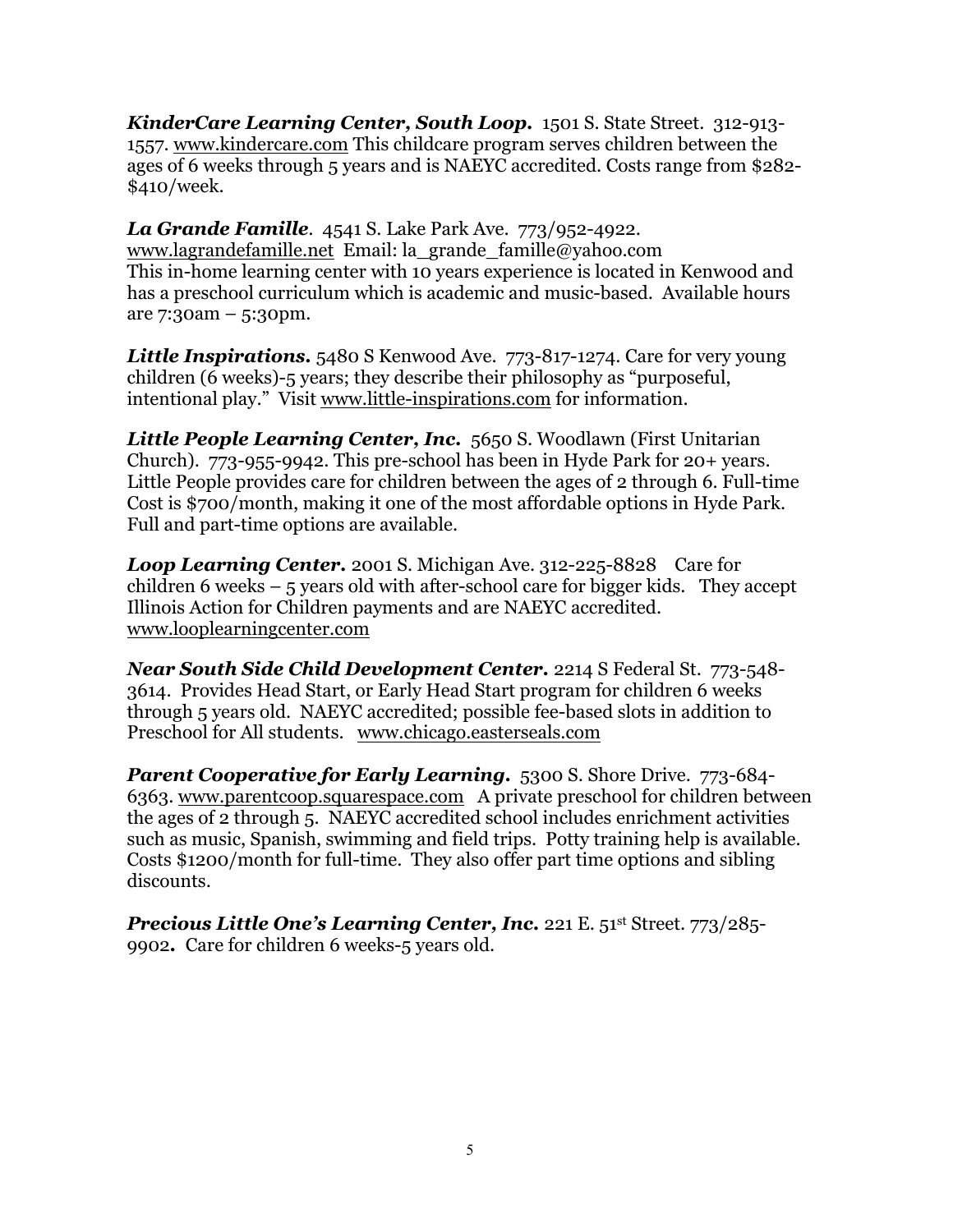***KinderCare Learning Center, South Loop.*** 1501 S. State Street. 312-913-1557. www.kindercare.com This childcare program serves children between the ages of 6 weeks through 5 years and is NAEYC accredited. Costs range from $282-$410/week.

***La Grande Famille***. 4541 S. Lake Park Ave. 773/952-4922. www.lagrandefamille.net Email: la_grande_famille@yahoo.com This in-home learning center with 10 years experience is located in Kenwood and has a preschool curriculum which is academic and music-based. Available hours are 7:30am – 5:30pm.

***Little Inspirations.*** 5480 S Kenwood Ave. 773-817-1274. Care for very young children (6 weeks)-5 years; they describe their philosophy as "purposeful, intentional play." Visit www.little-inspirations.com for information.

***Little People Learning Center, Inc.*** 5650 S. Woodlawn (First Unitarian Church). 773-955-9942. This pre-school has been in Hyde Park for 20+ years. Little People provides care for children between the ages of 2 through 6. Full-time Cost is $700/month, making it one of the most affordable options in Hyde Park. Full and part-time options are available.

***Loop Learning Center.*** 2001 S. Michigan Ave. 312-225-8828 Care for children 6 weeks – 5 years old with after-school care for bigger kids. They accept Illinois Action for Children payments and are NAEYC accredited. www.looplearningcenter.com

***Near South Side Child Development Center.*** 2214 S Federal St. 773-548-3614. Provides Head Start, or Early Head Start program for children 6 weeks through 5 years old. NAEYC accredited; possible fee-based slots in addition to Preschool for All students. www.chicago.easterseals.com

***Parent Cooperative for Early Learning.*** 5300 S. Shore Drive. 773-684-6363. www.parentcoop.squarespace.com A private preschool for children between the ages of 2 through 5. NAEYC accredited school includes enrichment activities such as music, Spanish, swimming and field trips. Potty training help is available. Costs $1200/month for full-time. They also offer part time options and sibling discounts.

***Precious Little One's Learning Center, Inc.*** 221 E. 51st Street. 773/285-9902**.** Care for children 6 weeks-5 years old.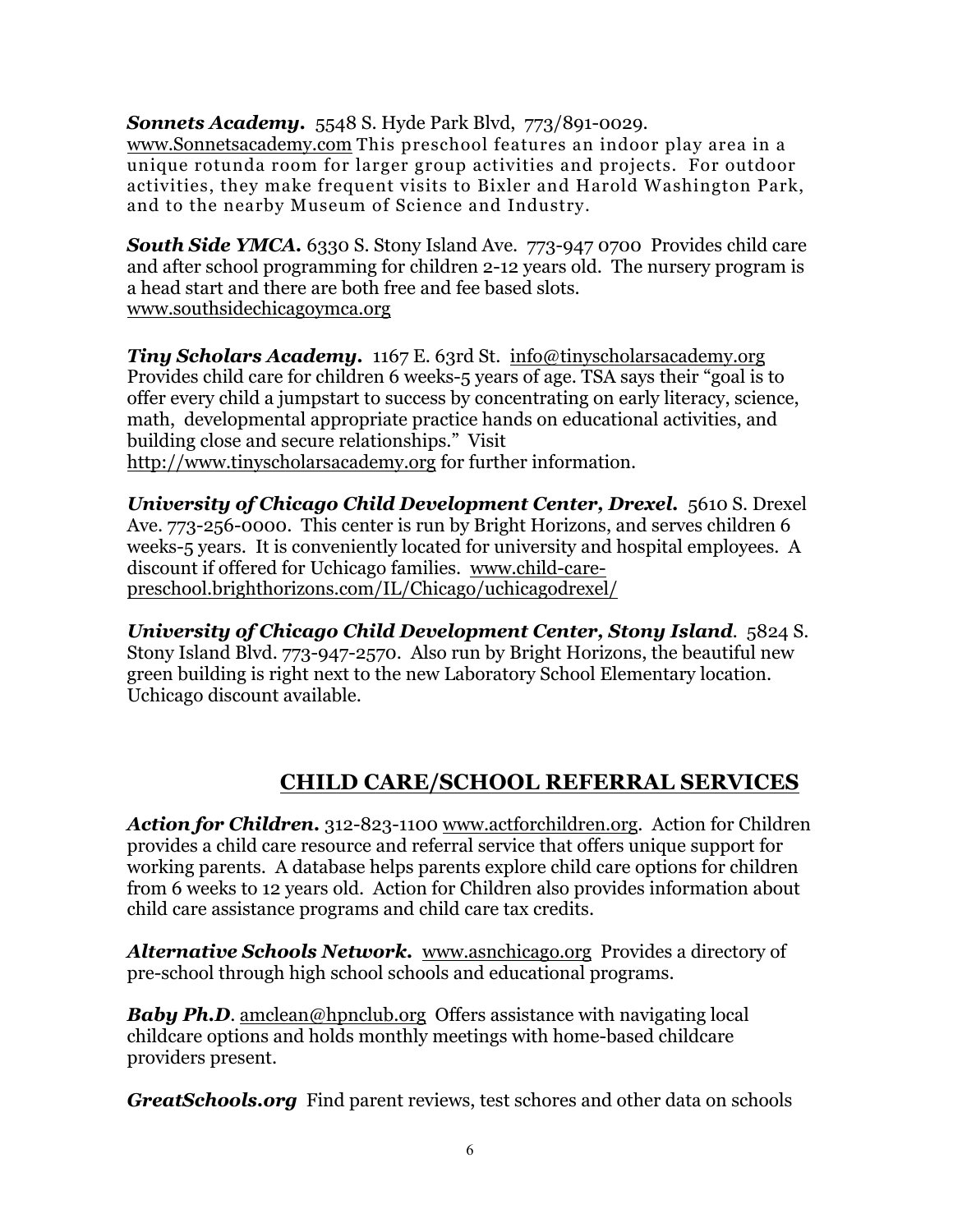***Sonnets Academy.*** 5548 S. Hyde Park Blvd, 773/891-0029. www.Sonnetsacademy.com This preschool features an indoor play area in a unique rotunda room for larger group activities and projects. For outdoor activities, they make frequent visits to Bixler and Harold Washington Park, and to the nearby Museum of Science and Industry.

***South Side YMCA.*** 6330 S. Stony Island Ave. 773-947 0700 Provides child care and after school programming for children 2-12 years old. The nursery program is a head start and there are both free and fee based slots. www.southsidechicagoymca.org

***Tiny Scholars Academy.*** 1167 E. 63rd St. info@tinyscholarsacademy.org Provides child care for children 6 weeks-5 years of age. TSA says their "goal is to offer every child a jumpstart to success by concentrating on early literacy, science, math, developmental appropriate practice hands on educational activities, and building close and secure relationships." Visit http://www.tinyscholarsacademy.org for further information.

***University of Chicago Child Development Center, Drexel.*** 5610 S. Drexel Ave. 773-256-0000. This center is run by Bright Horizons, and serves children 6 weeks-5 years. It is conveniently located for university and hospital employees. A discount if offered for Uchicago families. www.child-care-preschool.brighthorizons.com/IL/Chicago/uchicagodrexel/

***University of Chicago Child Development Center, Stony Island***. 5824 S. Stony Island Blvd. 773-947-2570. Also run by Bright Horizons, the beautiful new green building is right next to the new Laboratory School Elementary location. Uchicago discount available.

## CHILD CARE/SCHOOL REFERRAL SERVICES

***Action for Children.*** 312-823-1100 www.actforchildren.org. Action for Children provides a child care resource and referral service that offers unique support for working parents. A database helps parents explore child care options for children from 6 weeks to 12 years old. Action for Children also provides information about child care assistance programs and child care tax credits.

***Alternative Schools Network.*** www.asnchicago.org Provides a directory of pre-school through high school schools and educational programs.

***Baby Ph.D***. amclean@hpnclub.org Offers assistance with navigating local childcare options and holds monthly meetings with home-based childcare providers present.

***GreatSchools.org*** Find parent reviews, test schores and other data on schools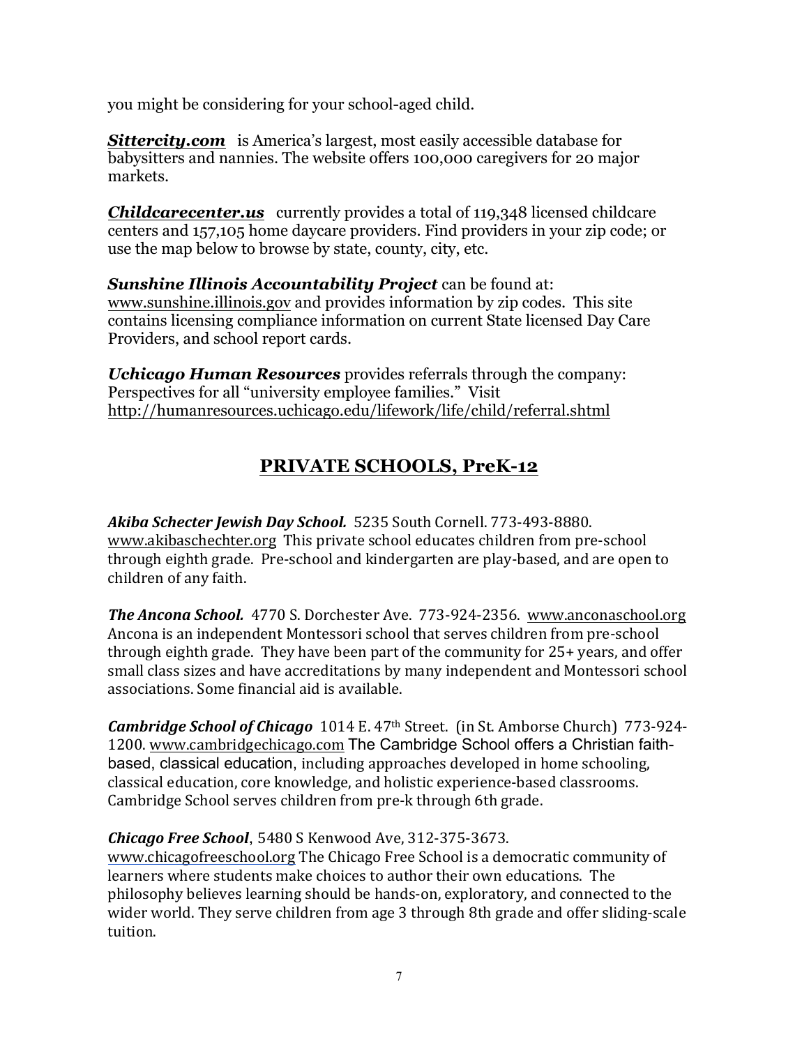you might be considering for your school-aged child.

***Sittercity.com*** is America's largest, most easily accessible database for babysitters and nannies. The website offers 100,000 caregivers for 20 major markets.

***Childcarecenter.us*** currently provides a total of 119,348 licensed childcare centers and 157,105 home daycare providers. Find providers in your zip code; or use the map below to browse by state, county, city, etc.

***Sunshine Illinois Accountability Project*** can be found at: www.sunshine.illinois.gov and provides information by zip codes. This site contains licensing compliance information on current State licensed Day Care Providers, and school report cards.

***Uchicago Human Resources*** provides referrals through the company: Perspectives for all "university employee families." Visit http://humanresources.uchicago.edu/lifework/life/child/referral.shtml

## PRIVATE SCHOOLS, PreK-12

***Akiba Schecter Jewish Day School.*** 5235 South Cornell. 773-493-8880. www.akibaschechter.org This private school educates children from pre-school through eighth grade. Pre-school and kindergarten are play-based, and are open to children of any faith.

***The Ancona School.*** 4770 S. Dorchester Ave. 773-924-2356. www.anconaschool.org Ancona is an independent Montessori school that serves children from pre-school through eighth grade. They have been part of the community for 25+ years, and offer small class sizes and have accreditations by many independent and Montessori school associations. Some financial aid is available.

***Cambridge School of Chicago*** 1014 E. 47th Street. (in St. Amborse Church) 773-924-1200. www.cambridgechicago.com The Cambridge School offers a Christian faith-based, classical education, including approaches developed in home schooling, classical education, core knowledge, and holistic experience-based classrooms. Cambridge School serves children from pre-k through 6th grade.

***Chicago Free School***, 5480 S Kenwood Ave, 312-375-3673. www.chicagofreeschool.org The Chicago Free School is a democratic community of learners where students make choices to author their own educations. The philosophy believes learning should be hands-on, exploratory, and connected to the wider world. They serve children from age 3 through 8th grade and offer sliding-scale tuition.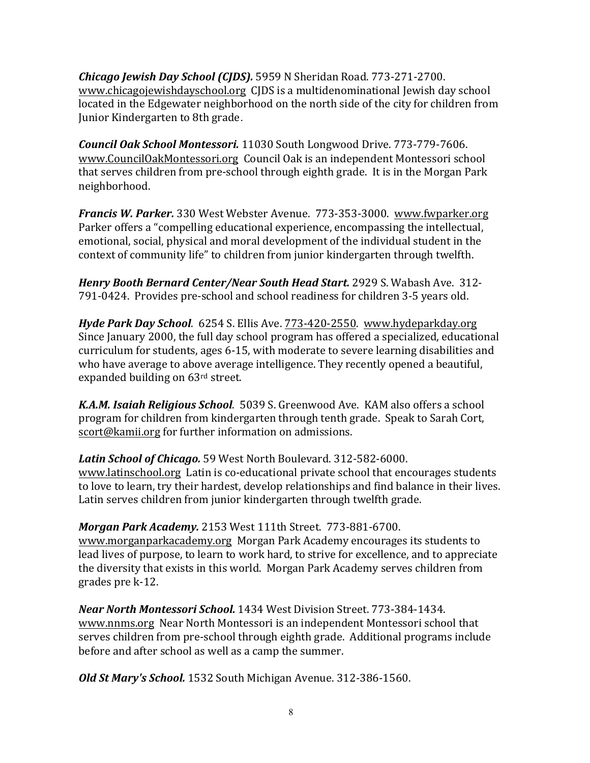***Chicago Jewish Day School (CJDS).*** 5959 N Sheridan Road. 773-271-2700. www.chicagojewishdayschool.org CJDS is a multidenominational Jewish day school located in the Edgewater neighborhood on the north side of the city for children from Junior Kindergarten to 8th grade.

***Council Oak School Montessori.*** 11030 South Longwood Drive. 773-779-7606. www.CouncilOakMontessori.org Council Oak is an independent Montessori school that serves children from pre-school through eighth grade. It is in the Morgan Park neighborhood.

***Francis W. Parker.*** 330 West Webster Avenue. 773-353-3000. www.fwparker.org Parker offers a "compelling educational experience, encompassing the intellectual, emotional, social, physical and moral development of the individual student in the context of community life" to children from junior kindergarten through twelfth.

***Henry Booth Bernard Center/Near South Head Start.*** 2929 S. Wabash Ave. 312-791-0424. Provides pre-school and school readiness for children 3-5 years old.

***Hyde Park Day School***. 6254 S. Ellis Ave. 773-420-2550. www.hydeparkday.org Since January 2000, the full day school program has offered a specialized, educational curriculum for students, ages 6-15, with moderate to severe learning disabilities and who have average to above average intelligence. They recently opened a beautiful, expanded building on 63rd street.

***K.A.M. Isaiah Religious School***. 5039 S. Greenwood Ave. KAM also offers a school program for children from kindergarten through tenth grade. Speak to Sarah Cort, scort@kamii.org for further information on admissions.

***Latin School of Chicago.*** 59 West North Boulevard. 312-582-6000. www.latinschool.org Latin is co-educational private school that encourages students to love to learn, try their hardest, develop relationships and find balance in their lives. Latin serves children from junior kindergarten through twelfth grade.

***Morgan Park Academy.*** 2153 West 111th Street. 773-881-6700. www.morganparkacademy.org Morgan Park Academy encourages its students to lead lives of purpose, to learn to work hard, to strive for excellence, and to appreciate the diversity that exists in this world. Morgan Park Academy serves children from grades pre k-12.

***Near North Montessori School.*** 1434 West Division Street. 773-384-1434. www.nnms.org Near North Montessori is an independent Montessori school that serves children from pre-school through eighth grade. Additional programs include before and after school as well as a camp the summer.

***Old St Mary's School.*** 1532 South Michigan Avenue. 312-386-1560.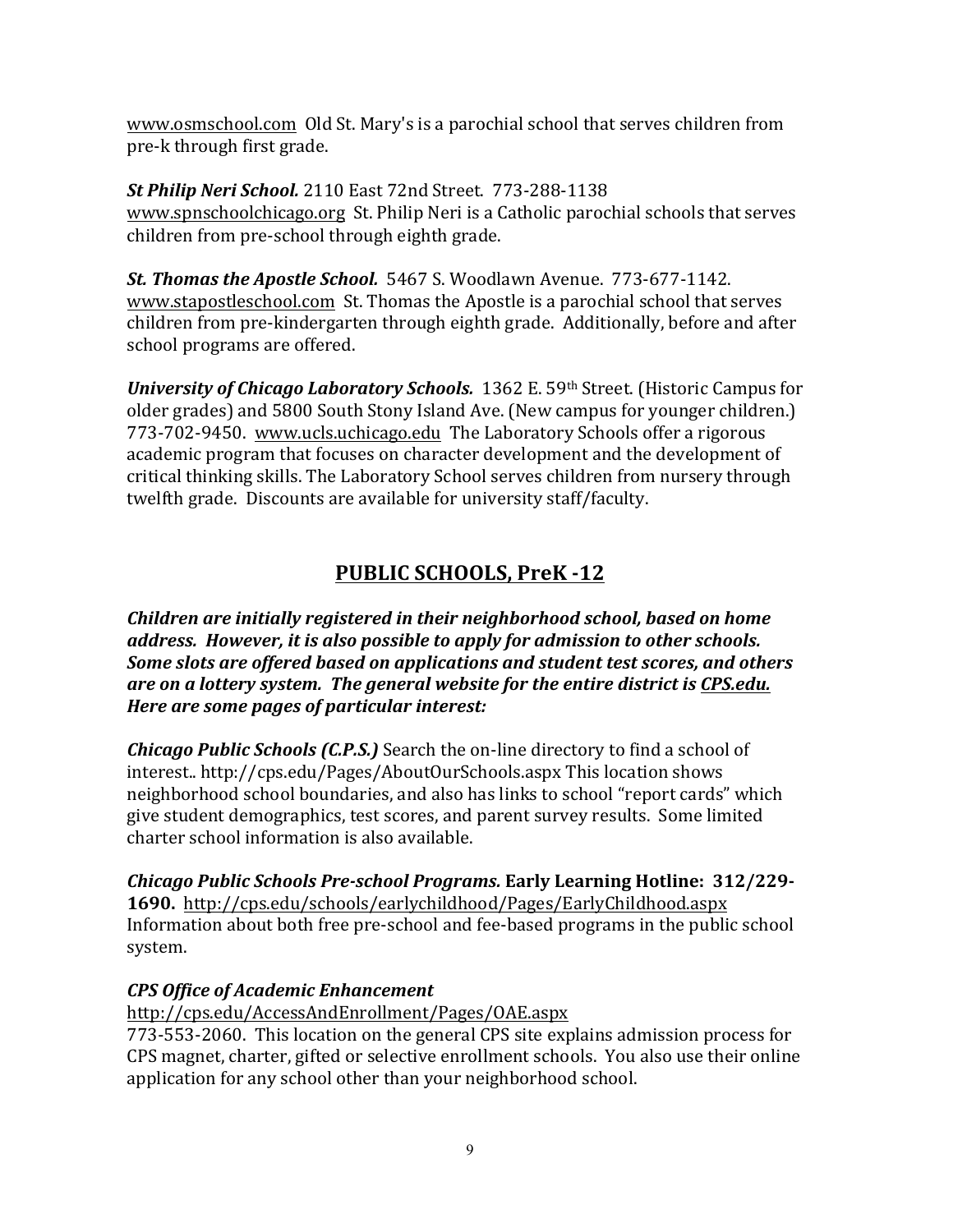www.osmschool.com  Old St. Mary's is a parochial school that serves children from pre-k through first grade.

***St Philip Neri School.*** 2110 East 72nd Street.  773-288-1138
www.spnschoolchicago.org  St. Philip Neri is a Catholic parochial schools that serves children from pre-school through eighth grade.

***St. Thomas the Apostle School.*** 5467 S. Woodlawn Avenue.  773-677-1142.
www.stapostleschool.com  St. Thomas the Apostle is a parochial school that serves children from pre-kindergarten through eighth grade.  Additionally, before and after school programs are offered.

***University of Chicago Laboratory Schools.*** 1362 E. 59th Street. (Historic Campus for older grades) and 5800 South Stony Island Ave. (New campus for younger children.) 773-702-9450.  www.ucls.uchicago.edu  The Laboratory Schools offer a rigorous academic program that focuses on character development and the development of critical thinking skills. The Laboratory School serves children from nursery through twelfth grade.  Discounts are available for university staff/faculty.

## PUBLIC SCHOOLS, PreK -12

***Children are initially registered in their neighborhood school, based on home address.  However, it is also possible to apply for admission to other schools. Some slots are offered based on applications and student test scores, and others are on a lottery system.  The general website for the entire district is CPS.edu. Here are some pages of particular interest:***

***Chicago Public Schools (C.P.S.)*** Search the on-line directory to find a school of interest.. http://cps.edu/Pages/AboutOurSchools.aspx This location shows neighborhood school boundaries, and also has links to school "report cards" which give student demographics, test scores, and parent survey results.  Some limited charter school information is also available.

***Chicago Public Schools Pre-school Programs.*** **Early Learning Hotline:  312/229-1690.**  http://cps.edu/schools/earlychildhood/Pages/EarlyChildhood.aspx Information about both free pre-school and fee-based programs in the public school system.

***CPS Office of Academic Enhancement***
http://cps.edu/AccessAndEnrollment/Pages/OAE.aspx
773-553-2060.  This location on the general CPS site explains admission process for CPS magnet, charter, gifted or selective enrollment schools.  You also use their online application for any school other than your neighborhood school.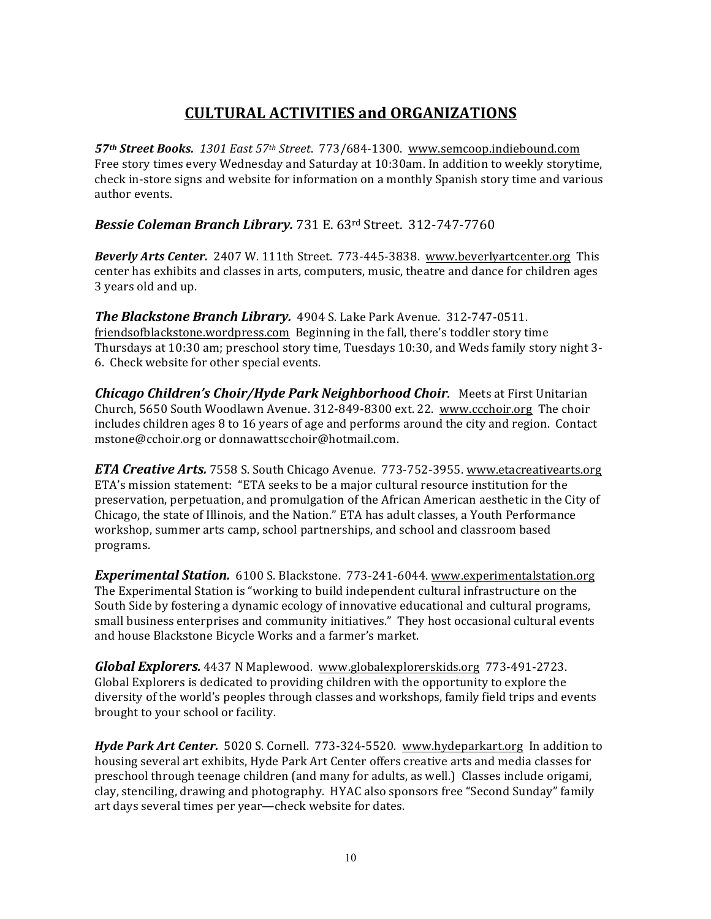## CULTURAL ACTIVITIES and ORGANIZATIONS

***57th Street Books.*** *1301 East 57th Street*. 773/684-1300. www.semcoop.indiebound.com Free story times every Wednesday and Saturday at 10:30am. In addition to weekly storytime, check in-store signs and website for information on a monthly Spanish story time and various author events.

***Bessie Coleman Branch Library.*** 731 E. 63rd Street. 312-747-7760

***Beverly Arts Center.*** 2407 W. 111th Street. 773-445-3838. www.beverlyartcenter.org This center has exhibits and classes in arts, computers, music, theatre and dance for children ages 3 years old and up.

***The Blackstone Branch Library.*** 4904 S. Lake Park Avenue. 312-747-0511. friendsofblackstone.wordpress.com Beginning in the fall, there's toddler story time Thursdays at 10:30 am; preschool story time, Tuesdays 10:30, and Weds family story night 3-6. Check website for other special events.

***Chicago Children's Choir/Hyde Park Neighborhood Choir.*** Meets at First Unitarian Church, 5650 South Woodlawn Avenue. 312-849-8300 ext. 22. www.ccchoir.org The choir includes children ages 8 to 16 years of age and performs around the city and region. Contact mstone@cchoir.org or donnawattscchoir@hotmail.com.

***ETA Creative Arts.*** 7558 S. South Chicago Avenue. 773-752-3955. www.etacreativearts.org ETA's mission statement: "ETA seeks to be a major cultural resource institution for the preservation, perpetuation, and promulgation of the African American aesthetic in the City of Chicago, the state of Illinois, and the Nation." ETA has adult classes, a Youth Performance workshop, summer arts camp, school partnerships, and school and classroom based programs.

***Experimental Station.*** 6100 S. Blackstone. 773-241-6044. www.experimentalstation.org The Experimental Station is "working to build independent cultural infrastructure on the South Side by fostering a dynamic ecology of innovative educational and cultural programs, small business enterprises and community initiatives." They host occasional cultural events and house Blackstone Bicycle Works and a farmer's market.

***Global Explorers.*** 4437 N Maplewood. www.globalexplorerskids.org 773-491-2723. Global Explorers is dedicated to providing children with the opportunity to explore the diversity of the world's peoples through classes and workshops, family field trips and events brought to your school or facility.

***Hyde Park Art Center.*** 5020 S. Cornell. 773-324-5520. www.hydeparkart.org In addition to housing several art exhibits, Hyde Park Art Center offers creative arts and media classes for preschool through teenage children (and many for adults, as well.) Classes include origami, clay, stenciling, drawing and photography. HYAC also sponsors free "Second Sunday" family art days several times per year—check website for dates.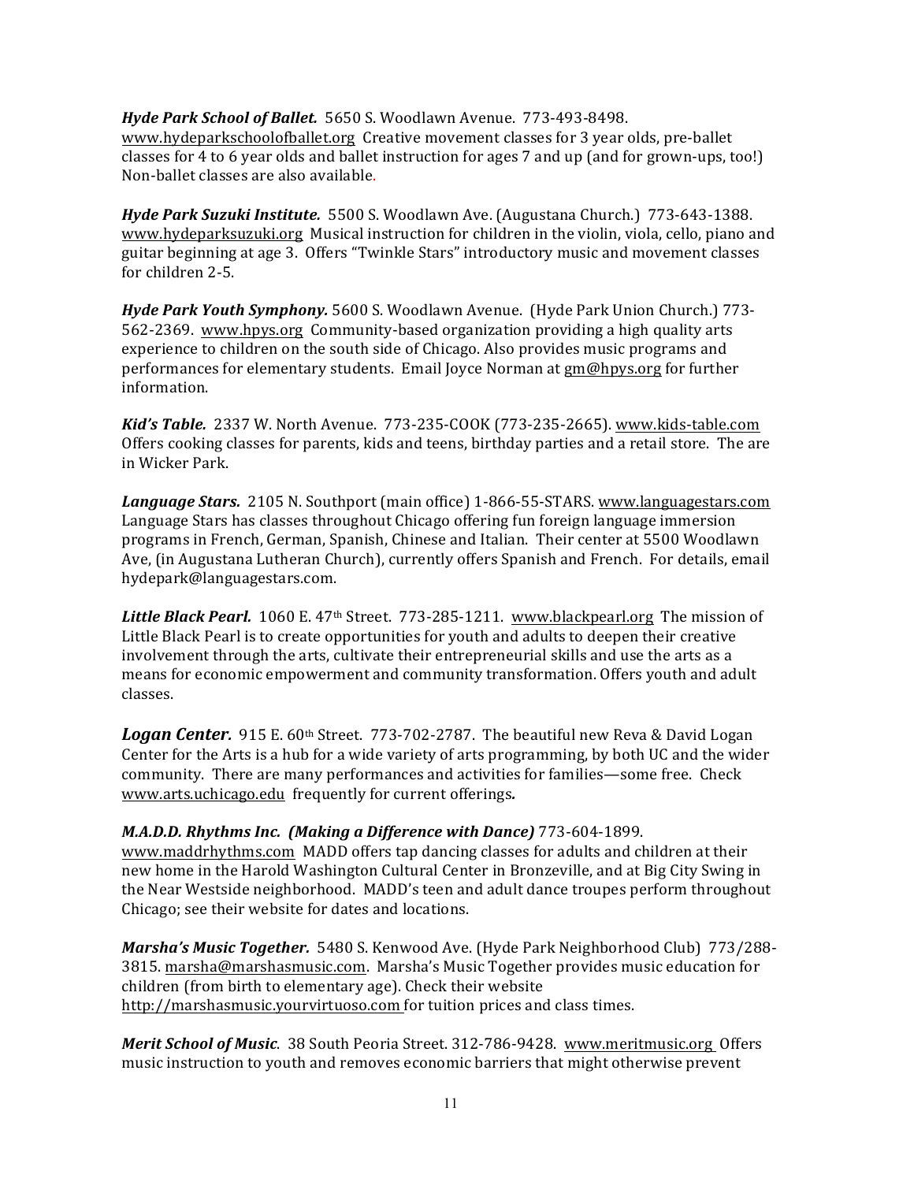***Hyde Park School of Ballet.*** 5650 S. Woodlawn Avenue. 773-493-8498. www.hydeparkschoolofballet.org Creative movement classes for 3 year olds, pre-ballet classes for 4 to 6 year olds and ballet instruction for ages 7 and up (and for grown-ups, too!) Non-ballet classes are also available.

***Hyde Park Suzuki Institute.*** 5500 S. Woodlawn Ave. (Augustana Church.) 773-643-1388. www.hydeparksuzuki.org Musical instruction for children in the violin, viola, cello, piano and guitar beginning at age 3. Offers "Twinkle Stars" introductory music and movement classes for children 2-5.

***Hyde Park Youth Symphony.*** 5600 S. Woodlawn Avenue. (Hyde Park Union Church.) 773-562-2369. www.hpys.org Community-based organization providing a high quality arts experience to children on the south side of Chicago. Also provides music programs and performances for elementary students. Email Joyce Norman at gm@hpys.org for further information.

***Kid's Table.*** 2337 W. North Avenue. 773-235-COOK (773-235-2665). www.kids-table.com Offers cooking classes for parents, kids and teens, birthday parties and a retail store. The are in Wicker Park.

***Language Stars.*** 2105 N. Southport (main office) 1-866-55-STARS. www.languagestars.com Language Stars has classes throughout Chicago offering fun foreign language immersion programs in French, German, Spanish, Chinese and Italian. Their center at 5500 Woodlawn Ave, (in Augustana Lutheran Church), currently offers Spanish and French. For details, email hydepark@languagestars.com.

***Little Black Pearl.*** 1060 E. 47th Street. 773-285-1211. www.blackpearl.org The mission of Little Black Pearl is to create opportunities for youth and adults to deepen their creative involvement through the arts, cultivate their entrepreneurial skills and use the arts as a means for economic empowerment and community transformation. Offers youth and adult classes.

***Logan Center.*** 915 E. 60th Street. 773-702-2787. The beautiful new Reva & David Logan Center for the Arts is a hub for a wide variety of arts programming, by both UC and the wider community. There are many performances and activities for families—some free. Check www.arts.uchicago.edu frequently for current offerings.

***M.A.D.D. Rhythms Inc. (Making a Difference with Dance)*** 773-604-1899. www.maddrhythms.com MADD offers tap dancing classes for adults and children at their new home in the Harold Washington Cultural Center in Bronzeville, and at Big City Swing in the Near Westside neighborhood. MADD's teen and adult dance troupes perform throughout Chicago; see their website for dates and locations.

***Marsha's Music Together.*** 5480 S. Kenwood Ave. (Hyde Park Neighborhood Club) 773/288-3815. marsha@marshasmusic.com. Marsha's Music Together provides music education for children (from birth to elementary age). Check their website http://marshasmusic.yourvirtuoso.com for tuition prices and class times.

***Merit School of Music***. 38 South Peoria Street. 312-786-9428. www.meritmusic.org Offers music instruction to youth and removes economic barriers that might otherwise prevent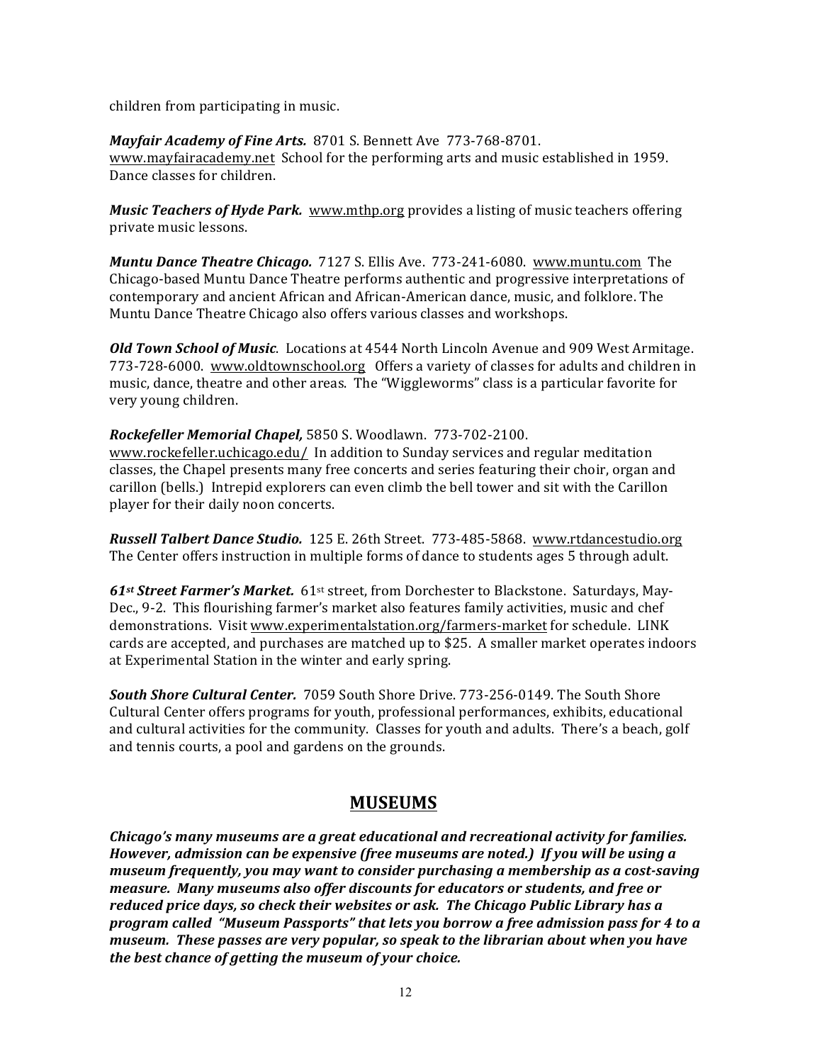children from participating in music.

***Mayfair Academy of Fine Arts.*** 8701 S. Bennett Ave 773-768-8701. www.mayfairacademy.net School for the performing arts and music established in 1959. Dance classes for children.

***Music Teachers of Hyde Park.*** www.mthp.org provides a listing of music teachers offering private music lessons.

***Muntu Dance Theatre Chicago.*** 7127 S. Ellis Ave. 773-241-6080. www.muntu.com The Chicago-based Muntu Dance Theatre performs authentic and progressive interpretations of contemporary and ancient African and African-American dance, music, and folklore. The Muntu Dance Theatre Chicago also offers various classes and workshops.

***Old Town School of Music***. Locations at 4544 North Lincoln Avenue and 909 West Armitage. 773-728-6000. www.oldtownschool.org Offers a variety of classes for adults and children in music, dance, theatre and other areas. The "Wiggleworms" class is a particular favorite for very young children.

***Rockefeller Memorial Chapel,*** 5850 S. Woodlawn. 773-702-2100. www.rockefeller.uchicago.edu/ In addition to Sunday services and regular meditation classes, the Chapel presents many free concerts and series featuring their choir, organ and carillon (bells.) Intrepid explorers can even climb the bell tower and sit with the Carillon player for their daily noon concerts.

***Russell Talbert Dance Studio.*** 125 E. 26th Street. 773-485-5868. www.rtdancestudio.org The Center offers instruction in multiple forms of dance to students ages 5 through adult.

***61st Street Farmer's Market.*** 61st street, from Dorchester to Blackstone. Saturdays, May-Dec., 9-2. This flourishing farmer's market also features family activities, music and chef demonstrations. Visit www.experimentalstation.org/farmers-market for schedule. LINK cards are accepted, and purchases are matched up to $25. A smaller market operates indoors at Experimental Station in the winter and early spring.

***South Shore Cultural Center.*** 7059 South Shore Drive. 773-256-0149. The South Shore Cultural Center offers programs for youth, professional performances, exhibits, educational and cultural activities for the community. Classes for youth and adults. There's a beach, golf and tennis courts, a pool and gardens on the grounds.

## MUSEUMS

***Chicago's many museums are a great educational and recreational activity for families. However, admission can be expensive (free museums are noted.) If you will be using a museum frequently, you may want to consider purchasing a membership as a cost-saving measure. Many museums also offer discounts for educators or students, and free or reduced price days, so check their websites or ask. The Chicago Public Library has a program called "Museum Passports" that lets you borrow a free admission pass for 4 to a museum. These passes are very popular, so speak to the librarian about when you have the best chance of getting the museum of your choice.***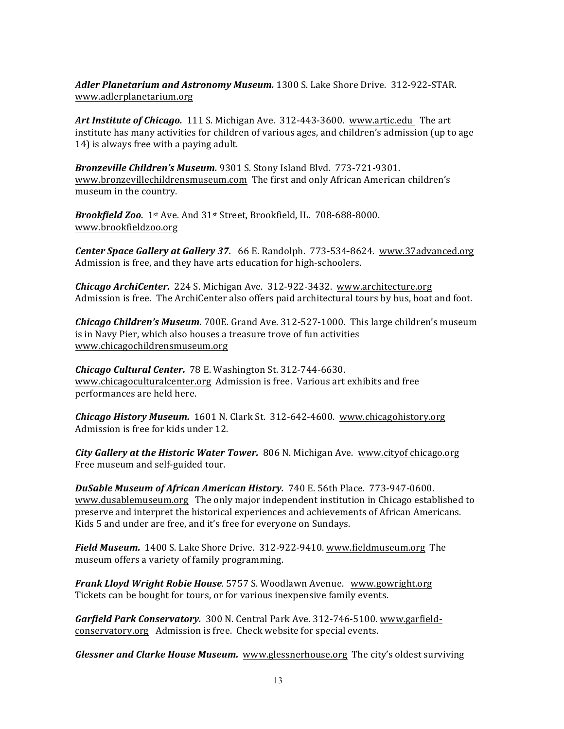***Adler Planetarium and Astronomy Museum.*** 1300 S. Lake Shore Drive. 312-922-STAR. www.adlerplanetarium.org

***Art Institute of Chicago.*** 111 S. Michigan Ave. 312-443-3600. www.artic.edu The art institute has many activities for children of various ages, and children's admission (up to age 14) is always free with a paying adult.

***Bronzeville Children's Museum.*** 9301 S. Stony Island Blvd. 773-721-9301. www.bronzevillechildrensmuseum.com The first and only African American children's museum in the country.

***Brookfield Zoo.*** 1st Ave. And 31st Street, Brookfield, IL. 708-688-8000. www.brookfieldzoo.org

***Center Space Gallery at Gallery 37.*** 66 E. Randolph. 773-534-8624. www.37advanced.org Admission is free, and they have arts education for high-schoolers.

***Chicago ArchiCenter.*** 224 S. Michigan Ave. 312-922-3432. www.architecture.org Admission is free. The ArchiCenter also offers paid architectural tours by bus, boat and foot.

***Chicago Children's Museum.*** 700E. Grand Ave. 312-527-1000. This large children's museum is in Navy Pier, which also houses a treasure trove of fun activities www.chicagochildrensmuseum.org

***Chicago Cultural Center.*** 78 E. Washington St. 312-744-6630. www.chicagoculturalcenter.org Admission is free. Various art exhibits and free performances are held here.

***Chicago History Museum.*** 1601 N. Clark St. 312-642-4600. www.chicagohistory.org Admission is free for kids under 12.

***City Gallery at the Historic Water Tower.*** 806 N. Michigan Ave. www.cityof chicago.org Free museum and self-guided tour.

***DuSable Museum of African American History.*** 740 E. 56th Place. 773-947-0600. www.dusablemuseum.org The only major independent institution in Chicago established to preserve and interpret the historical experiences and achievements of African Americans. Kids 5 and under are free, and it's free for everyone on Sundays.

***Field Museum.*** 1400 S. Lake Shore Drive. 312-922-9410. www.fieldmuseum.org The museum offers a variety of family programming.

***Frank Lloyd Wright Robie House***. 5757 S. Woodlawn Avenue. www.gowright.org Tickets can be bought for tours, or for various inexpensive family events.

***Garfield Park Conservatory.*** 300 N. Central Park Ave. 312-746-5100. www.garfield-conservatory.org Admission is free. Check website for special events.

***Glessner and Clarke House Museum.*** www.glessnerhouse.org The city's oldest surviving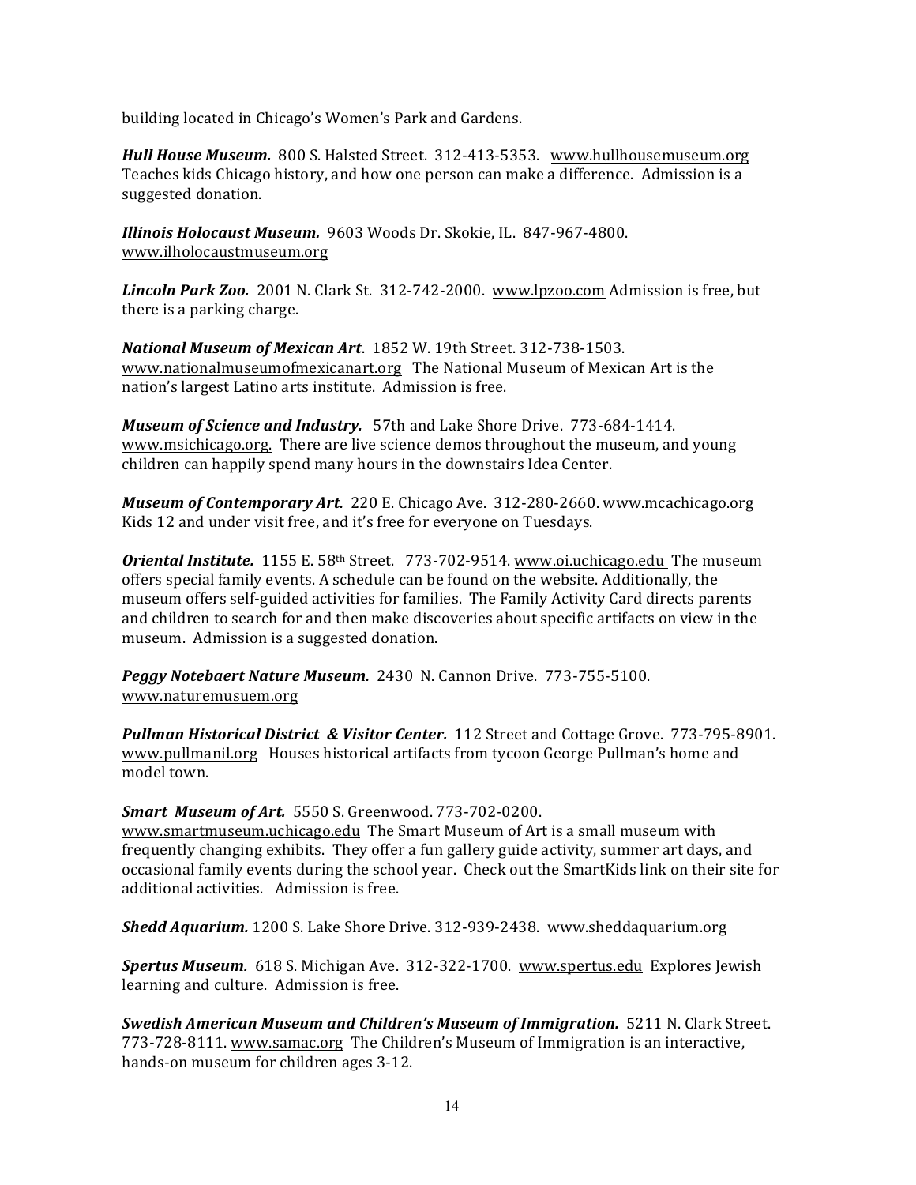building located in Chicago's Women's Park and Gardens.

***Hull House Museum.*** 800 S. Halsted Street. 312-413-5353. www.hullhousemuseum.org Teaches kids Chicago history, and how one person can make a difference. Admission is a suggested donation.

***Illinois Holocaust Museum.*** 9603 Woods Dr. Skokie, IL. 847-967-4800. www.ilholocaustmuseum.org

***Lincoln Park Zoo.*** 2001 N. Clark St. 312-742-2000. www.lpzoo.com Admission is free, but there is a parking charge.

***National Museum of Mexican Art***. 1852 W. 19th Street. 312-738-1503. www.nationalmuseumofmexicanart.org The National Museum of Mexican Art is the nation's largest Latino arts institute. Admission is free.

***Museum of Science and Industry.*** 57th and Lake Shore Drive. 773-684-1414. www.msichicago.org. There are live science demos throughout the museum, and young children can happily spend many hours in the downstairs Idea Center.

***Museum of Contemporary Art.*** 220 E. Chicago Ave. 312-280-2660. www.mcachicago.org Kids 12 and under visit free, and it's free for everyone on Tuesdays.

***Oriental Institute.*** 1155 E. 58th Street. 773-702-9514. www.oi.uchicago.edu The museum offers special family events. A schedule can be found on the website. Additionally, the museum offers self-guided activities for families. The Family Activity Card directs parents and children to search for and then make discoveries about specific artifacts on view in the museum. Admission is a suggested donation.

***Peggy Notebaert Nature Museum.*** 2430 N. Cannon Drive. 773-755-5100. www.naturemusuem.org

***Pullman Historical District & Visitor Center.*** 112 Street and Cottage Grove. 773-795-8901. www.pullmanil.org Houses historical artifacts from tycoon George Pullman's home and model town.

***Smart Museum of Art.*** 5550 S. Greenwood. 773-702-0200. www.smartmuseum.uchicago.edu The Smart Museum of Art is a small museum with frequently changing exhibits. They offer a fun gallery guide activity, summer art days, and occasional family events during the school year. Check out the SmartKids link on their site for additional activities. Admission is free.

***Shedd Aquarium.*** 1200 S. Lake Shore Drive. 312-939-2438. www.sheddaquarium.org

***Spertus Museum.*** 618 S. Michigan Ave. 312-322-1700. www.spertus.edu Explores Jewish learning and culture. Admission is free.

***Swedish American Museum and Children's Museum of Immigration.*** 5211 N. Clark Street. 773-728-8111. www.samac.org The Children's Museum of Immigration is an interactive, hands-on museum for children ages 3-12.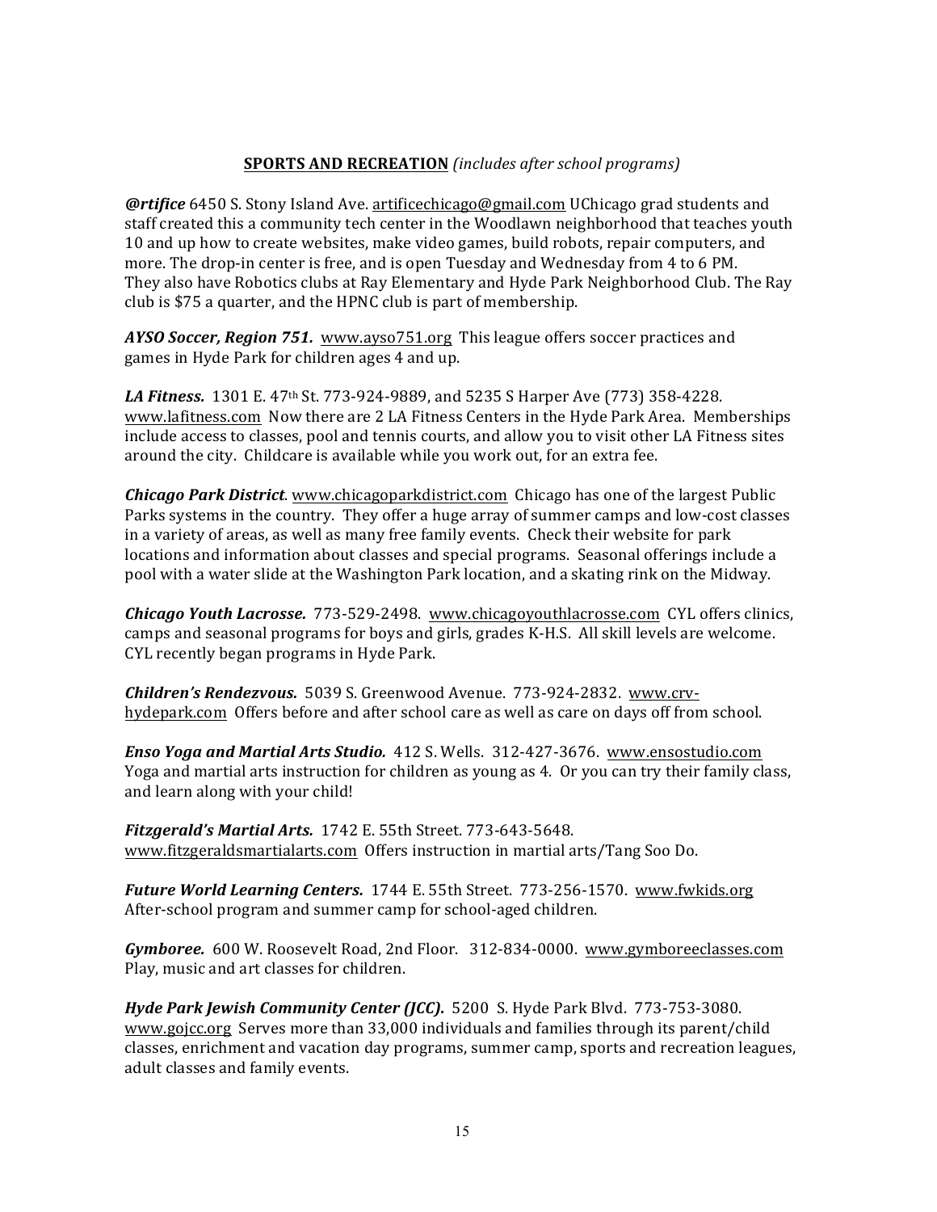## **SPORTS AND RECREATION** *(includes after school programs)*

***@rtifice*** 6450 S. Stony Island Ave. artificechicago@gmail.com UChicago grad students and staff created this a community tech center in the Woodlawn neighborhood that teaches youth 10 and up how to create websites, make video games, build robots, repair computers, and more. The drop-in center is free, and is open Tuesday and Wednesday from 4 to 6 PM. They also have Robotics clubs at Ray Elementary and Hyde Park Neighborhood Club. The Ray club is $75 a quarter, and the HPNC club is part of membership.

***AYSO Soccer, Region 751.*** www.ayso751.org This league offers soccer practices and games in Hyde Park for children ages 4 and up.

***LA Fitness.*** 1301 E. 47th St. 773-924-9889, and 5235 S Harper Ave (773) 358-4228. www.lafitness.com Now there are 2 LA Fitness Centers in the Hyde Park Area. Memberships include access to classes, pool and tennis courts, and allow you to visit other LA Fitness sites around the city. Childcare is available while you work out, for an extra fee.

***Chicago Park District*.** www.chicagoparkdistrict.com Chicago has one of the largest Public Parks systems in the country. They offer a huge array of summer camps and low-cost classes in a variety of areas, as well as many free family events. Check their website for park locations and information about classes and special programs. Seasonal offerings include a pool with a water slide at the Washington Park location, and a skating rink on the Midway.

***Chicago Youth Lacrosse.*** 773-529-2498. www.chicagoyouthlacrosse.com CYL offers clinics, camps and seasonal programs for boys and girls, grades K-H.S. All skill levels are welcome. CYL recently began programs in Hyde Park.

***Children's Rendezvous.*** 5039 S. Greenwood Avenue. 773-924-2832. www.crv-hydepark.com Offers before and after school care as well as care on days off from school.

***Enso Yoga and Martial Arts Studio.*** 412 S. Wells. 312-427-3676. www.ensostudio.com Yoga and martial arts instruction for children as young as 4. Or you can try their family class, and learn along with your child!

***Fitzgerald's Martial Arts.*** 1742 E. 55th Street. 773-643-5648. www.fitzgeraldsmartialarts.com Offers instruction in martial arts/Tang Soo Do.

***Future World Learning Centers.*** 1744 E. 55th Street. 773-256-1570. www.fwkids.org After-school program and summer camp for school-aged children.

***Gymboree.*** 600 W. Roosevelt Road, 2nd Floor. 312-834-0000. www.gymboreeclasses.com Play, music and art classes for children.

***Hyde Park Jewish Community Center (JCC).*** 5200 S. Hyde Park Blvd. 773-753-3080. www.gojcc.org Serves more than 33,000 individuals and families through its parent/child classes, enrichment and vacation day programs, summer camp, sports and recreation leagues, adult classes and family events.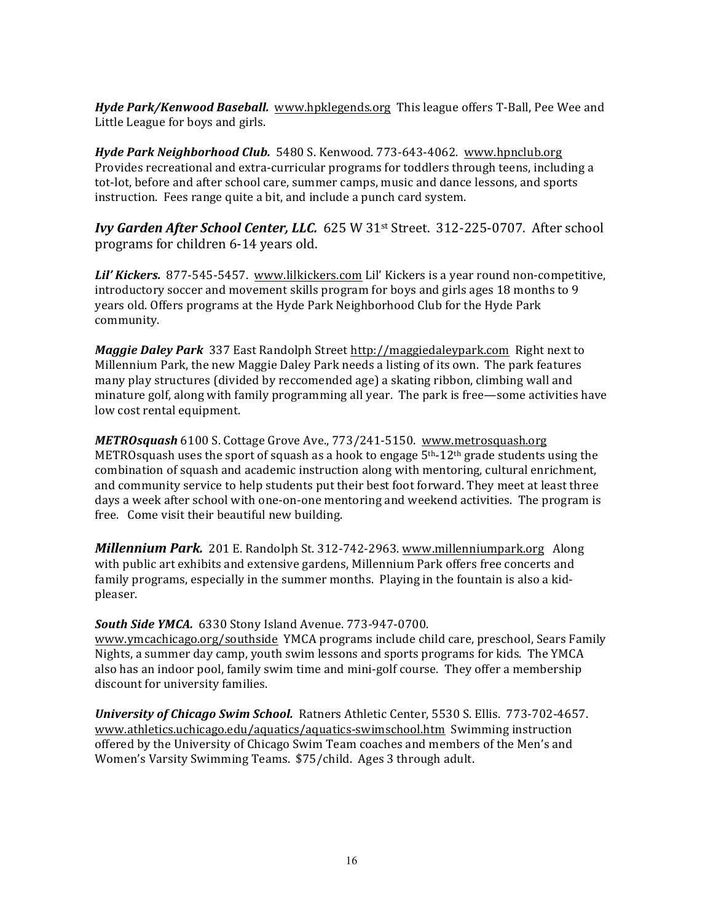***Hyde Park/Kenwood Baseball.*** www.hpklegends.org This league offers T-Ball, Pee Wee and Little League for boys and girls.

***Hyde Park Neighborhood Club.*** 5480 S. Kenwood. 773-643-4062. www.hpnclub.org Provides recreational and extra-curricular programs for toddlers through teens, including a tot-lot, before and after school care, summer camps, music and dance lessons, and sports instruction. Fees range quite a bit, and include a punch card system.

***Ivy Garden After School Center, LLC.*** 625 W 31st Street. 312-225-0707. After school programs for children 6-14 years old.

***Lil' Kickers.*** 877-545-5457. www.lilkickers.com Lil' Kickers is a year round non-competitive, introductory soccer and movement skills program for boys and girls ages 18 months to 9 years old. Offers programs at the Hyde Park Neighborhood Club for the Hyde Park community.

***Maggie Daley Park*** 337 East Randolph Street http://maggiedaleypark.com Right next to Millennium Park, the new Maggie Daley Park needs a listing of its own. The park features many play structures (divided by reccomended age) a skating ribbon, climbing wall and minature golf, along with family programming all year. The park is free—some activities have low cost rental equipment.

***METROsquash*** 6100 S. Cottage Grove Ave., 773/241-5150. www.metrosquash.org METROsquash uses the sport of squash as a hook to engage 5th-12th grade students using the combination of squash and academic instruction along with mentoring, cultural enrichment, and community service to help students put their best foot forward. They meet at least three days a week after school with one-on-one mentoring and weekend activities. The program is free. Come visit their beautiful new building.

***Millennium Park.*** 201 E. Randolph St. 312-742-2963. www.millenniumpark.org Along with public art exhibits and extensive gardens, Millennium Park offers free concerts and family programs, especially in the summer months. Playing in the fountain is also a kid-pleaser.

***South Side YMCA.*** 6330 Stony Island Avenue. 773-947-0700. www.ymcachicago.org/southside YMCA programs include child care, preschool, Sears Family Nights, a summer day camp, youth swim lessons and sports programs for kids. The YMCA also has an indoor pool, family swim time and mini-golf course. They offer a membership discount for university families.

***University of Chicago Swim School.*** Ratners Athletic Center, 5530 S. Ellis. 773-702-4657. www.athletics.uchicago.edu/aquatics/aquatics-swimschool.htm Swimming instruction offered by the University of Chicago Swim Team coaches and members of the Men's and Women's Varsity Swimming Teams. $75/child. Ages 3 through adult.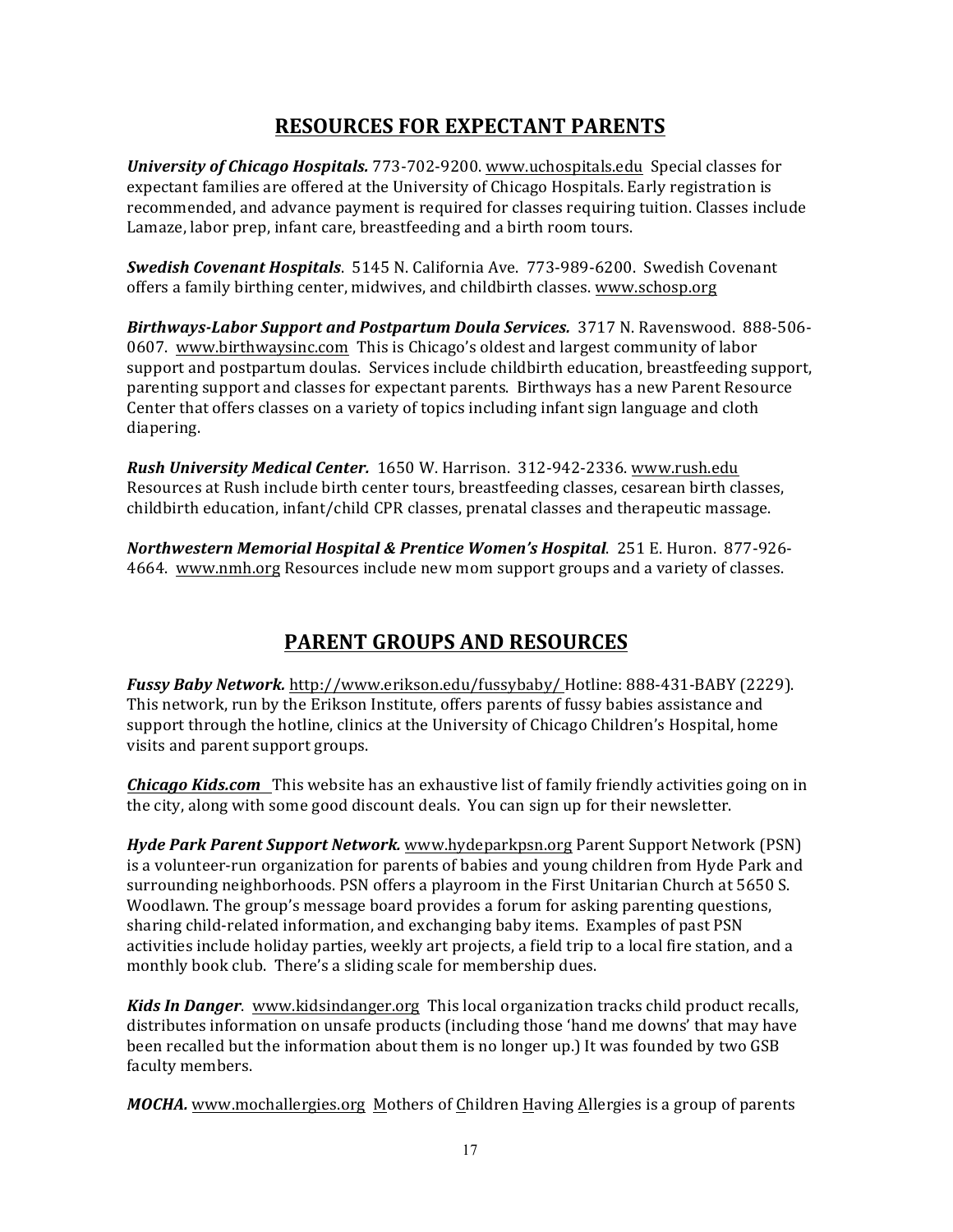## RESOURCES FOR EXPECTANT PARENTS

***University of Chicago Hospitals.*** 773-702-9200. www.uchospitals.edu Special classes for expectant families are offered at the University of Chicago Hospitals. Early registration is recommended, and advance payment is required for classes requiring tuition. Classes include Lamaze, labor prep, infant care, breastfeeding and a birth room tours.

***Swedish Covenant Hospitals***. 5145 N. California Ave. 773-989-6200. Swedish Covenant offers a family birthing center, midwives, and childbirth classes. www.schosp.org

***Birthways-Labor Support and Postpartum Doula Services.*** 3717 N. Ravenswood. 888-506-0607. www.birthwaysinc.com This is Chicago's oldest and largest community of labor support and postpartum doulas. Services include childbirth education, breastfeeding support, parenting support and classes for expectant parents. Birthways has a new Parent Resource Center that offers classes on a variety of topics including infant sign language and cloth diapering.

***Rush University Medical Center.*** 1650 W. Harrison. 312-942-2336. www.rush.edu Resources at Rush include birth center tours, breastfeeding classes, cesarean birth classes, childbirth education, infant/child CPR classes, prenatal classes and therapeutic massage.

***Northwestern Memorial Hospital & Prentice Women's Hospital***. 251 E. Huron. 877-926-4664. www.nmh.org Resources include new mom support groups and a variety of classes.

## PARENT GROUPS AND RESOURCES

***Fussy Baby Network.*** http://www.erikson.edu/fussybaby/ Hotline: 888-431-BABY (2229). This network, run by the Erikson Institute, offers parents of fussy babies assistance and support through the hotline, clinics at the University of Chicago Children's Hospital, home visits and parent support groups.

***Chicago Kids.com*** This website has an exhaustive list of family friendly activities going on in the city, along with some good discount deals. You can sign up for their newsletter.

***Hyde Park Parent Support Network.*** www.hydeparkpsn.org Parent Support Network (PSN) is a volunteer-run organization for parents of babies and young children from Hyde Park and surrounding neighborhoods. PSN offers a playroom in the First Unitarian Church at 5650 S. Woodlawn. The group's message board provides a forum for asking parenting questions, sharing child-related information, and exchanging baby items. Examples of past PSN activities include holiday parties, weekly art projects, a field trip to a local fire station, and a monthly book club. There's a sliding scale for membership dues.

***Kids In Danger***. www.kidsindanger.org This local organization tracks child product recalls, distributes information on unsafe products (including those 'hand me downs' that may have been recalled but the information about them is no longer up.) It was founded by two GSB faculty members.

***MOCHA.*** www.mochallergies.org Mothers of Children Having Allergies is a group of parents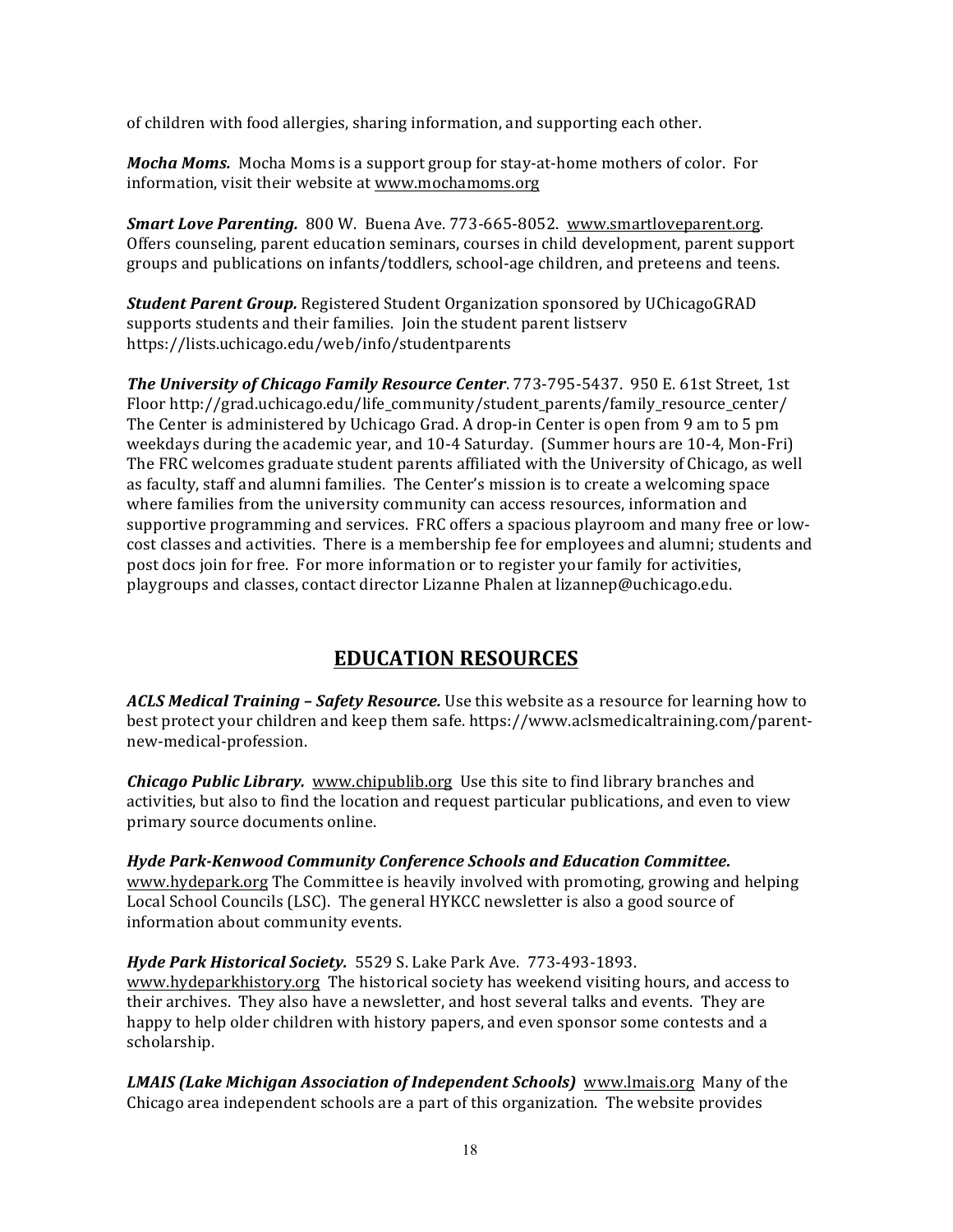of children with food allergies, sharing information, and supporting each other.

***Mocha Moms.*** Mocha Moms is a support group for stay-at-home mothers of color. For information, visit their website at www.mochamoms.org

***Smart Love Parenting.*** 800 W. Buena Ave. 773-665-8052. www.smartloveparent.org. Offers counseling, parent education seminars, courses in child development, parent support groups and publications on infants/toddlers, school-age children, and preteens and teens.

***Student Parent Group.*** Registered Student Organization sponsored by UChicagoGRAD supports students and their families. Join the student parent listserv https://lists.uchicago.edu/web/info/studentparents

***The University of Chicago Family Resource Center***. 773-795-5437. 950 E. 61st Street, 1st Floor http://grad.uchicago.edu/life_community/student_parents/family_resource_center/ The Center is administered by Uchicago Grad. A drop-in Center is open from 9 am to 5 pm weekdays during the academic year, and 10-4 Saturday. (Summer hours are 10-4, Mon-Fri) The FRC welcomes graduate student parents affiliated with the University of Chicago, as well as faculty, staff and alumni families. The Center's mission is to create a welcoming space where families from the university community can access resources, information and supportive programming and services. FRC offers a spacious playroom and many free or low-cost classes and activities. There is a membership fee for employees and alumni; students and post docs join for free. For more information or to register your family for activities, playgroups and classes, contact director Lizanne Phalen at lizannep@uchicago.edu.

## EDUCATION RESOURCES

***ACLS Medical Training – Safety Resource.*** Use this website as a resource for learning how to best protect your children and keep them safe. https://www.aclsmedicaltraining.com/parent-new-medical-profession.

***Chicago Public Library.*** www.chipublib.org Use this site to find library branches and activities, but also to find the location and request particular publications, and even to view primary source documents online.

***Hyde Park-Kenwood Community Conference Schools and Education Committee.*** www.hydepark.org The Committee is heavily involved with promoting, growing and helping Local School Councils (LSC). The general HYKCC newsletter is also a good source of information about community events.

***Hyde Park Historical Society.*** 5529 S. Lake Park Ave. 773-493-1893. www.hydeparkhistory.org The historical society has weekend visiting hours, and access to their archives. They also have a newsletter, and host several talks and events. They are happy to help older children with history papers, and even sponsor some contests and a scholarship.

***LMAIS (Lake Michigan Association of Independent Schools)*** www.lmais.org Many of the Chicago area independent schools are a part of this organization. The website provides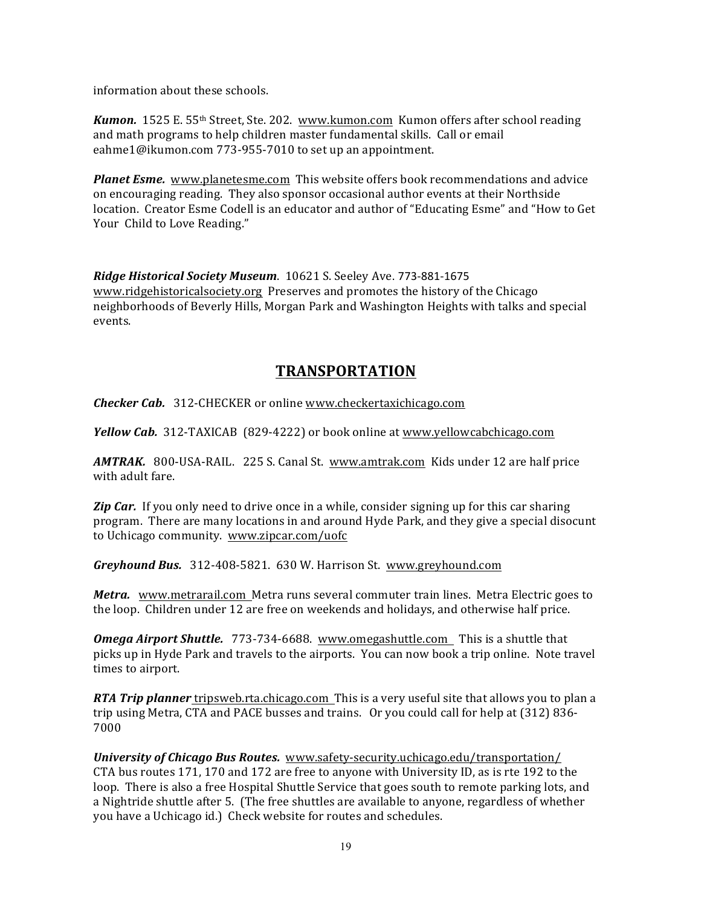information about these schools.

***Kumon.*** 1525 E. 55th Street, Ste. 202. www.kumon.com Kumon offers after school reading and math programs to help children master fundamental skills. Call or email eahme1@ikumon.com 773-955-7010 to set up an appointment.

***Planet Esme.*** www.planetesme.com This website offers book recommendations and advice on encouraging reading. They also sponsor occasional author events at their Northside location. Creator Esme Codell is an educator and author of "Educating Esme" and "How to Get Your Child to Love Reading."

***Ridge Historical Society Museum***. 10621 S. Seeley Ave. 773-881-1675 www.ridgehistoricalsociety.org Preserves and promotes the history of the Chicago neighborhoods of Beverly Hills, Morgan Park and Washington Heights with talks and special events.

## TRANSPORTATION

***Checker Cab.*** 312-CHECKER or online www.checkertaxichicago.com

***Yellow Cab.*** 312-TAXICAB (829-4222) or book online at www.yellowcabchicago.com

***AMTRAK.*** 800-USA-RAIL. 225 S. Canal St. www.amtrak.com Kids under 12 are half price with adult fare.

***Zip Car.*** If you only need to drive once in a while, consider signing up for this car sharing program. There are many locations in and around Hyde Park, and they give a special disocunt to Uchicago community. www.zipcar.com/uofc

***Greyhound Bus.*** 312-408-5821. 630 W. Harrison St. www.greyhound.com

***Metra.*** www.metrarail.com Metra runs several commuter train lines. Metra Electric goes to the loop. Children under 12 are free on weekends and holidays, and otherwise half price.

***Omega Airport Shuttle.*** 773-734-6688. www.omegashuttle.com This is a shuttle that picks up in Hyde Park and travels to the airports. You can now book a trip online. Note travel times to airport.

***RTA Trip planner*** tripsweb.rta.chicago.com This is a very useful site that allows you to plan a trip using Metra, CTA and PACE busses and trains. Or you could call for help at (312) 836-7000

***University of Chicago Bus Routes.*** www.safety-security.uchicago.edu/transportation/ CTA bus routes 171, 170 and 172 are free to anyone with University ID, as is rte 192 to the loop. There is also a free Hospital Shuttle Service that goes south to remote parking lots, and a Nightride shuttle after 5. (The free shuttles are available to anyone, regardless of whether you have a Uchicago id.) Check website for routes and schedules.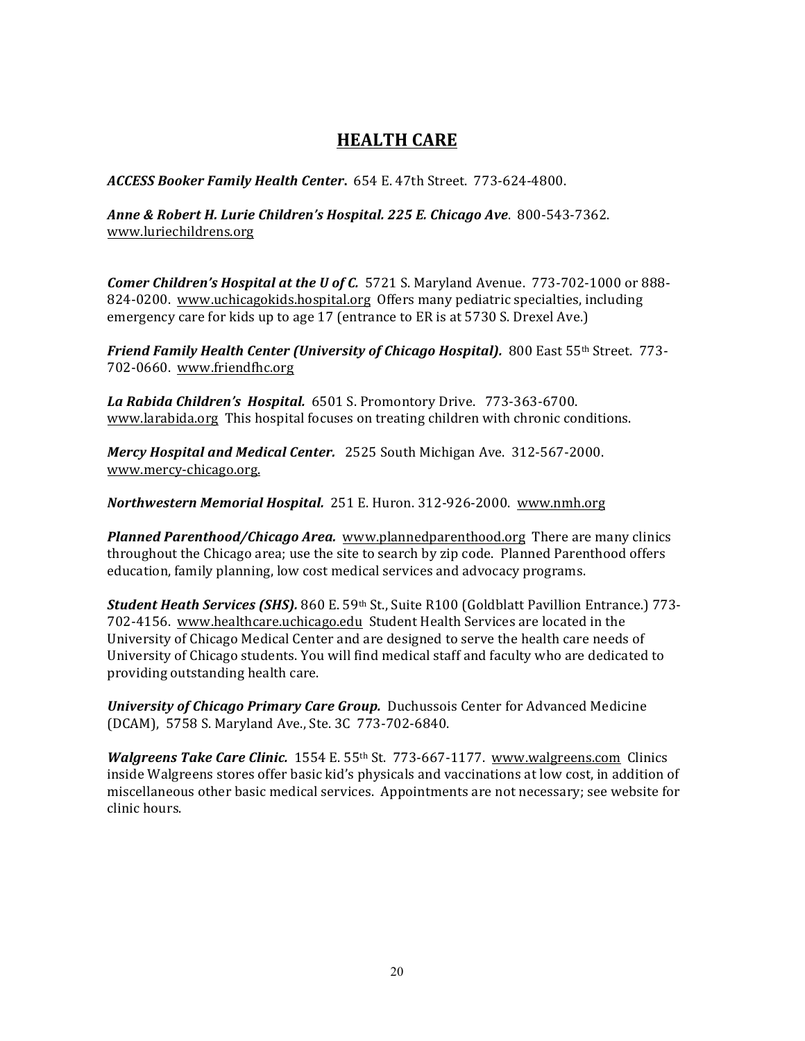## HEALTH CARE

***ACCESS Booker Family Health Center***. 654 E. 47th Street. 773-624-4800.

***Anne & Robert H. Lurie Children's Hospital. 225 E. Chicago Ave***. 800-543-7362. www.luriechildrens.org

***Comer Children's Hospital at the U of C.*** 5721 S. Maryland Avenue. 773-702-1000 or 888-824-0200. www.uchicagokids.hospital.org Offers many pediatric specialties, including emergency care for kids up to age 17 (entrance to ER is at 5730 S. Drexel Ave.)

***Friend Family Health Center (University of Chicago Hospital).*** 800 East 55th Street. 773-702-0660. www.friendfhc.org

***La Rabida Children's Hospital.*** 6501 S. Promontory Drive. 773-363-6700. www.larabida.org This hospital focuses on treating children with chronic conditions.

***Mercy Hospital and Medical Center.*** 2525 South Michigan Ave. 312-567-2000. www.mercy-chicago.org.

***Northwestern Memorial Hospital.*** 251 E. Huron. 312-926-2000. www.nmh.org

***Planned Parenthood/Chicago Area.*** www.plannedparenthood.org There are many clinics throughout the Chicago area; use the site to search by zip code. Planned Parenthood offers education, family planning, low cost medical services and advocacy programs.

***Student Heath Services (SHS).*** 860 E. 59th St., Suite R100 (Goldblatt Pavillion Entrance.) 773-702-4156. www.healthcare.uchicago.edu Student Health Services are located in the University of Chicago Medical Center and are designed to serve the health care needs of University of Chicago students. You will find medical staff and faculty who are dedicated to providing outstanding health care.

***University of Chicago Primary Care Group.*** Duchussois Center for Advanced Medicine (DCAM), 5758 S. Maryland Ave., Ste. 3C 773-702-6840.

***Walgreens Take Care Clinic.*** 1554 E. 55th St. 773-667-1177. www.walgreens.com Clinics inside Walgreens stores offer basic kid's physicals and vaccinations at low cost, in addition of miscellaneous other basic medical services. Appointments are not necessary; see website for clinic hours.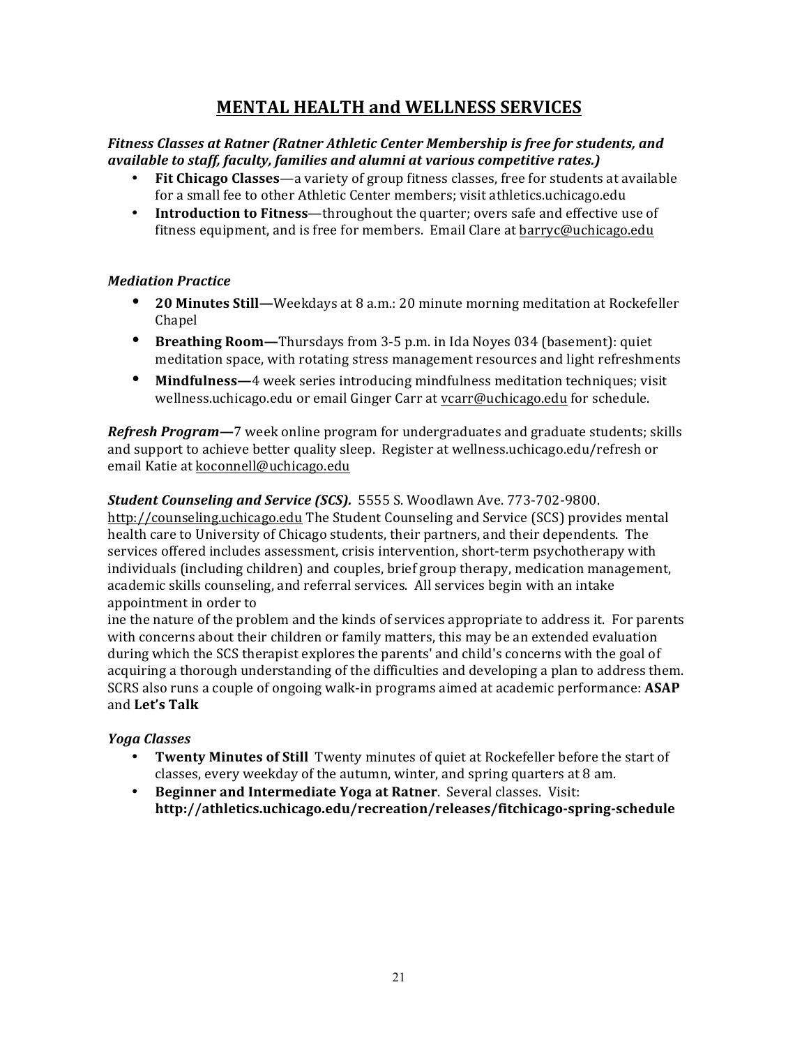# MENTAL HEALTH and WELLNESS SERVICES

***Fitness Classes at Ratner (Ratner Athletic Center Membership is free for students, and available to staff, faculty, families and alumni at various competitive rates.)***

- **Fit Chicago Classes**—a variety of group fitness classes, free for students at available for a small fee to other Athletic Center members; visit athletics.uchicago.edu
- **Introduction to Fitness**—throughout the quarter; overs safe and effective use of fitness equipment, and is free for members. Email Clare at barryc@uchicago.edu

***Mediation Practice***

- **20 Minutes Still—**Weekdays at 8 a.m.: 20 minute morning meditation at Rockefeller Chapel
- **Breathing Room—**Thursdays from 3-5 p.m. in Ida Noyes 034 (basement): quiet meditation space, with rotating stress management resources and light refreshments
- **Mindfulness—**4 week series introducing mindfulness meditation techniques; visit wellness.uchicago.edu or email Ginger Carr at vcarr@uchicago.edu for schedule.

***Refresh Program—***7 week online program for undergraduates and graduate students; skills and support to achieve better quality sleep. Register at wellness.uchicago.edu/refresh or email Katie at koconnell@uchicago.edu

***Student Counseling and Service (SCS).*** 5555 S. Woodlawn Ave. 773-702-9800. http://counseling.uchicago.edu The Student Counseling and Service (SCS) provides mental health care to University of Chicago students, their partners, and their dependents. The services offered includes assessment, crisis intervention, short-term psychotherapy with individuals (including children) and couples, brief group therapy, medication management, academic skills counseling, and referral services. All services begin with an intake appointment in order to
ine the nature of the problem and the kinds of services appropriate to address it. For parents with concerns about their children or family matters, this may be an extended evaluation during which the SCS therapist explores the parents' and child's concerns with the goal of acquiring a thorough understanding of the difficulties and developing a plan to address them. SCRS also runs a couple of ongoing walk-in programs aimed at academic performance: **ASAP** and **Let's Talk**

***Yoga Classes***

- **Twenty Minutes of Still** Twenty minutes of quiet at Rockefeller before the start of classes, every weekday of the autumn, winter, and spring quarters at 8 am.
- **Beginner and Intermediate Yoga at Ratner**. Several classes. Visit: **http://athletics.uchicago.edu/recreation/releases/fitchicago-spring-schedule**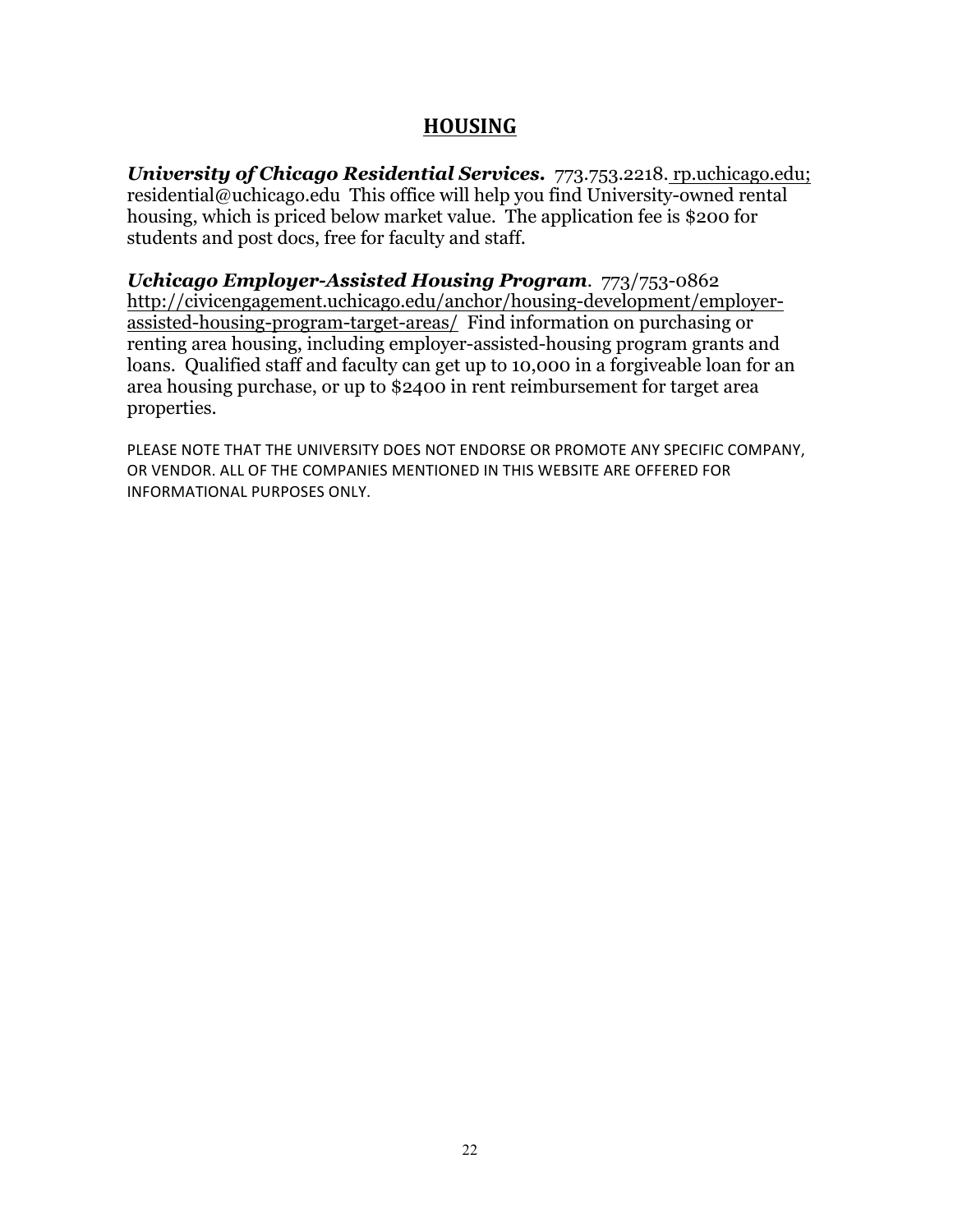## HOSSING

## HOUSING

***University of Chicago Residential Services.*** 773.753.2218. rp.uchicago.edu; residential@uchicago.edu This office will help you find University-owned rental housing, which is priced below market value. The application fee is $200 for students and post docs, free for faculty and staff.

***Uchicago Employer-Assisted Housing Program***. 773/753-0862 http://civicengagement.uchicago.edu/anchor/housing-development/employer-assisted-housing-program-target-areas/ Find information on purchasing or renting area housing, including employer-assisted-housing program grants and loans. Qualified staff and faculty can get up to 10,000 in a forgiveable loan for an area housing purchase, or up to $2400 in rent reimbursement for target area properties.

PLEASE NOTE THAT THE UNIVERSITY DOES NOT ENDORSE OR PROMOTE ANY SPECIFIC COMPANY, OR VENDOR. ALL OF THE COMPANIES MENTIONED IN THIS WEBSITE ARE OFFERED FOR INFORMATIONAL PURPOSES ONLY.